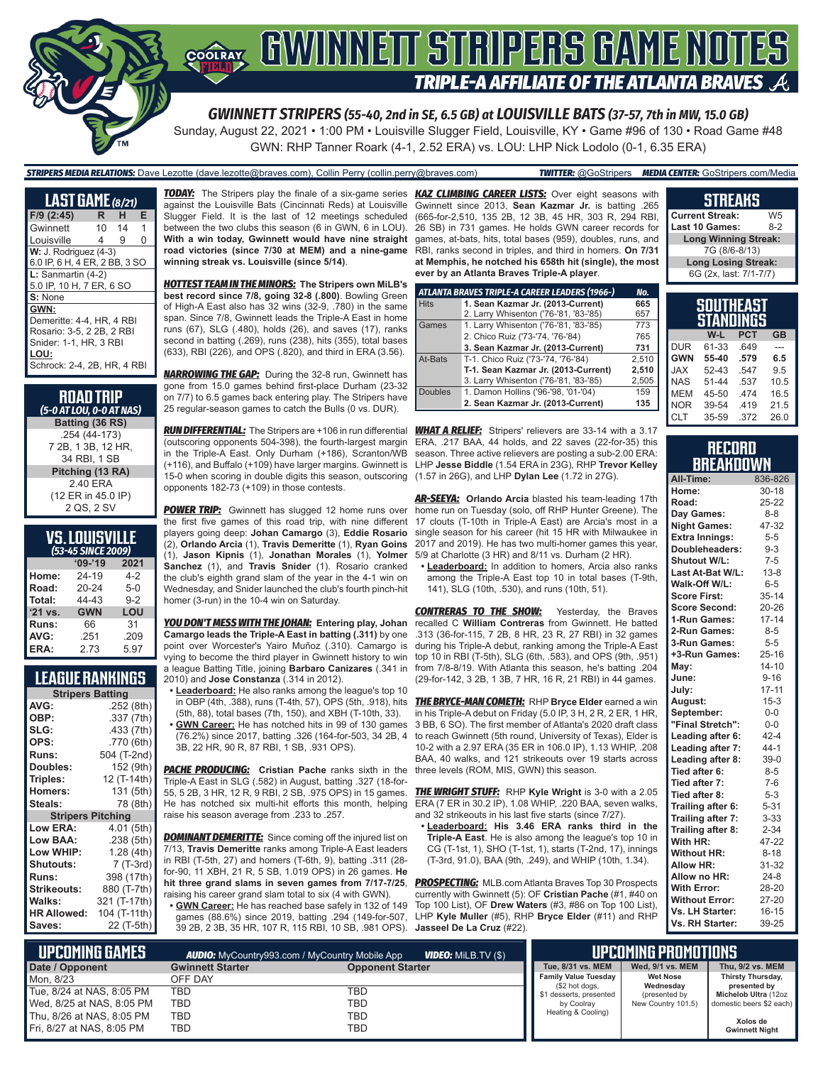# GWINNETT STRIPERS GAME NOTES

## TRIPLE-A AFFILIATE OF THE ATLANTA BRAVES

### GWINNETT STRIPERS (55-40, 2nd in SE, 6.5 GB) at LOUISVILLE BATS (37-57, 7th in MW, 15.0 GB)

Sunday, August 22, 2021 • 1:00 PM • Louisville Slugger Field, Louisville, KY • Game #96 of 130 • Road Game #48

GWN: RHP Tanner Roark (4-1, 2.52 ERA) vs. LOU: LHP Nick Lodolo (0-1, 6.35 ERA)

**STRIPERS MEDIA RELATIONS:** Dave Lezotte (dave.lezotte@braves.com), Collin Perry (collin.perry@braves.com) **TWITTER:** @GoStripers **MEDIA CENTER:** GoStripers.com/Media

## LAST GAME (8/21)

| F/9 (2:45) | R | H | E |
|---|---|---|---|
| Gwinnett | 10 | 14 | 1 |
| Louisville | 4 | 9 | 0 |

**W:** J. Rodriguez (4-3)
6.0 IP, 6 H, 4 ER, 2 BB, 3 SO

**L:** Sanmartin (4-2)
5.0 IP, 10 H, 7 ER, 6 SO

**S:** None

**GWN:**
Demeritte: 4-4, HR, 4 RBI
Rosario: 3-5, 2 2B, 2 RBI
Snider: 1-1, HR, 3 RBI

**LOU:**
Schrock: 2-4, 2B, HR, 4 RBI

## ROAD TRIP
*(5-0 AT LOU, 0-0 AT NAS)*

**Batting (36 RS)**
.254 (44-173)
7 2B, 1 3B, 12 HR,
34 RBI, 1 SB

**Pitching (13 RA)**
2.40 ERA
(12 ER in 45.0 IP)
2 QS, 2 SV

## VS. LOUISVILLE
*(53-45 SINCE 2009)*

| | '09-'19 | 2021 |
|---|---|---|
| Home: | 24-19 | 4-2 |
| Road: | 20-24 | 5-0 |
| Total: | 44-43 | 9-2 |
| '21 vs. | GWN | LOU |
| Runs: | 66 | 31 |
| AVG: | .251 | .209 |
| ERA: | 2.73 | 5.97 |

## LEAGUE RANKINGS

| Stripers Batting | |
|---|---|
| AVG: | .252 (8th) |
| OBP: | .337 (7th) |
| SLG: | .433 (7th) |
| OPS: | .770 (6th) |
| Runs: | 504 (T-2nd) |
| Doubles: | 152 (9th) |
| Triples: | 12 (T-14th) |
| Homers: | 131 (5th) |
| Steals: | 78 (8th) |
| **Stripers Pitching** | |
| Low ERA: | 4.01 (5th) |
| Low BAA: | .238 (5th) |
| Low WHIP: | 1.28 (4th) |
| Shutouts: | 7 (T-3rd) |
| Runs: | 398 (17th) |
| Strikeouts: | 880 (T-7th) |
| Walks: | 321 (T-17th) |
| HR Allowed: | 104 (T-11th) |
| Saves: | 22 (T-5th) |

**TODAY:** The Stripers play the finale of a six-game series against the Louisville Bats (Cincinnati Reds) at Louisville Slugger Field. It is the last of 12 meetings scheduled between the two clubs this season (6 in GWN, 6 in LOU). **With a win today, Gwinnett would have nine straight road victories (since 7/30 at MEM) and a nine-game winning streak vs. Louisville (since 5/14)**.

**HOTTEST TEAM IN THE MINORS: The Stripers own MiLB's best record since 7/8, going 32-8 (.800)**. Bowling Green of High-A East also has 32 wins (32-9, .780) in the same span. Since 7/8, Gwinnett leads the Triple-A East in home runs (67), SLG (.480), holds (26), and saves (17), ranks second in batting (.269), runs (238), hits (355), total bases (633), RBI (226), and OPS (.820), and third in ERA (3.56).

**NARROWING THE GAP:** During the 32-8 run, Gwinnett has gone from 15.0 games behind first-place Durham (23-32 on 7/7) to 6.5 games back entering play. The Stripers have 25 regular-season games to catch the Bulls (0 vs. DUR).

**RUN DIFFERENTIAL:** The Stripers are +106 in run differential (outscoring opponents 504-398), the fourth-largest margin in the Triple-A East. Only Durham (+186), Scranton/WB (+116), and Buffalo (+109) have larger margins. Gwinnett is 15-0 when scoring in double digits this season, outscoring opponents 182-73 (+109) in those contests.

**POWER TRIP:** Gwinnett has slugged 12 home runs over the first five games of this road trip, with nine different players going deep: **Johan Camargo** (3), **Eddie Rosario** (2), **Orlando Arcia** (1), **Travis Demeritte** (1), **Ryan Goins** (1), **Jason Kipnis** (1), **Jonathan Morales** (1), **Yolmer Sanchez** (1), and **Travis Snider** (1). Rosario cranked the club's eighth grand slam of the year in the 4-1 win on Wednesday, and Snider launched the club's fourth pinch-hit homer (3-run) in the 10-4 win on Saturday.

**YOU DON'T MESS WITH THE JOHAN: Entering play, Johan Camargo leads the Triple-A East in batting (.311)** by one point over Worcester's Yairo Muñoz (.310). Camargo is vying to become the third player in Gwinnett history to win a league Batting Title, joining **Barbaro Canizares** (.341 in 2010) and **Jose Constanza** (.314 in 2012).

- **Leaderboard:** He also ranks among the league's top 10 in OBP (4th, .388), runs (T-4th, 57), OPS (5th, .918), hits (5th, 88), total bases (7th, 150), and XBH (T-10th, 33).
- **GWN Career:** He has notched hits in 99 of 130 games (76.2%) since 2017, batting .326 (164-for-503, 34 2B, 4 3B, 22 HR, 90 R, 87 RBI, 1 SB, .931 OPS).

**PACHE PRODUCING:** **Cristian Pache** ranks sixth in the Triple-A East in SLG (.582) in August, batting .327 (18-for-55, 5 2B, 3 HR, 12 R, 9 RBI, 2 SB, .975 OPS) in 15 games. He has notched six multi-hit efforts this month, helping raise his season average from .233 to .257.

**DOMINANT DEMERITTE:** Since coming off the injured list on 7/13, **Travis Demeritte** ranks among Triple-A East leaders in RBI (T-5th, 27) and homers (T-6th, 9), batting .311 (28-for-90, 11 XBH, 21 R, 5 SB, 1.019 OPS) in 26 games. **He hit three grand slams in seven games from 7/17-7/25**, raising his career grand slam total to six (4 with GWN).

- **GWN Career:** He has reached base safely in 132 of 149 games (88.6%) since 2019, batting .294 (149-for-507, 39 2B, 2 3B, 35 HR, 107 R, 115 RBI, 10 SB, .981 OPS).

**KAZ CLIMBING CAREER LISTS:** Over eight seasons with Gwinnett since 2013, **Sean Kazmar Jr.** is batting .265 (665-for-2,510, 135 2B, 12 3B, 45 HR, 303 R, 294 RBI, 26 SB) in 731 games. He holds GWN career records for games, at-bats, hits, total bases (959), doubles, runs, and RBI, ranks second in triples, and third in homers. **On 7/31 at Memphis, he notched his 658th hit (single), the most ever by an Atlanta Braves Triple-A player**.

| ATLANTA BRAVES TRIPLE-A CAREER LEADERS (1966-) | | No. |
|---|---|---|
| Hits | **1. Sean Kazmar Jr. (2013-Current)** | **665** |
| | 2. Larry Whisenton ('76-'81, '83-'85) | 657 |
| Games | 1. Larry Whisenton ('76-'81, '83-'85) | 773 |
| | 2. Chico Ruiz ('73-'74, '76-'84) | 765 |
| | **3. Sean Kazmar Jr. (2013-Current)** | **731** |
| At-Bats | T-1. Chico Ruiz ('73-'74, '76-'84) | 2,510 |
| | **T-1. Sean Kazmar Jr. (2013-Current)** | **2,510** |
| | 3. Larry Whisenton ('76-'81, '83-'85) | 2,505 |
| Doubles | 1. Damon Hollins ('96-'98, '01-'04) | 159 |
| | **2. Sean Kazmar Jr. (2013-Current)** | **135** |

**WHAT A RELIEF:** Stripers' relievers are 33-14 with a 3.17 ERA, .217 BAA, 44 holds, and 22 saves (22-for-35) this season. Three active relievers are posting a sub-2.00 ERA: LHP **Jesse Biddle** (1.54 ERA in 23G), RHP **Trevor Kelley** (1.57 in 26G), and LHP **Dylan Lee** (1.72 in 27G).

**AR-SEEYA: Orlando Arcia** blasted his team-leading 17th home run on Tuesday (solo, off RHP Hunter Greene). The 17 clouts (T-10th in Triple-A East) are Arcia's most in a single season for his career (hit 15 HR with Milwaukee in 2017 and 2019). He has two multi-homer games this year, 5/9 at Charlotte (3 HR) and 8/11 vs. Durham (2 HR).

- **Leaderboard:** In addition to homers, Arcia also ranks among the Triple-A East top 10 in total bases (T-9th, 141), SLG (10th, .530), and runs (10th, 51).

**CONTRERAS TO THE SHOW:** Yesterday, the Braves recalled C **William Contreras** from Gwinnett. He batted .313 (36-for-115, 7 2B, 8 HR, 23 R, 27 RBI) in 32 games during his Triple-A debut, ranking among the Triple-A East top 10 in RBI (T-5th), SLG (6th, .583), and OPS (9th, .951) from 7/8-8/19. With Atlanta this season, he's batting .204 (29-for-142, 3 2B, 1 3B, 7 HR, 16 R, 21 RBI) in 44 games.

**THE BRYCE-MAN COMETH:** RHP **Bryce Elder** earned a win in his Triple-A debut on Friday (5.0 IP, 3 H, 2 R, 2 ER, 1 HR, 3 BB, 6 SO). The first member of Atlanta's 2020 draft class to reach Gwinnett (5th round, University of Texas), Elder is 10-2 with a 2.97 ERA (35 ER in 106.0 IP), 1.13 WHIP, .208 BAA, 40 walks, and 121 strikeouts over 19 starts across three levels (ROM, MIS, GWN) this season.

**THE WRIGHT STUFF:** RHP **Kyle Wright** is 3-0 with a 2.05 ERA (7 ER in 30.2 IP), 1.08 WHIP, .220 BAA, seven walks, and 32 strikeouts in his last five starts (since 7/27).

- **Leaderboard: His 3.46 ERA ranks third in the Triple-A East**. He is also among the league's top 10 in CG (T-1st, 1), SHO (T-1st, 1), starts (T-2nd, 17), innings (T-3rd, 91.0), BAA (9th, .249), and WHIP (10th, 1.34).

**PROSPECTING:** MLB.com Atlanta Braves Top 30 Prospects currently with Gwinnett (5): OF **Cristian Pache** (#1, #40 on Top 100 List), OF **Drew Waters** (#3, #86 on Top 100 List), LHP **Kyle Muller** (#5), RHP **Bryce Elder** (#11) and RHP **Jasseel De La Cruz** (#22).

## STREAKS

| | |
|---|---|
| Current Streak: | W5 |
| Last 10 Games: | 8-2 |
| **Long Winning Streak:** | |
| 7G (8/6-8/13) | |
| **Long Losing Streak:** | |
| 6G (2x, last: 7/1-7/7) | |

## SOUTHEAST STANDINGS

| | W-L | PCT | GB |
|---|---|---|---|
| DUR | 61-33 | .649 | --- |
| **GWN** | **55-40** | **.579** | **6.5** |
| JAX | 52-43 | .547 | 9.5 |
| NAS | 51-44 | .537 | 10.5 |
| MEM | 45-50 | .474 | 16.5 |
| NOR | 39-54 | .419 | 21.5 |
| CLT | 35-59 | .372 | 26.0 |

## RECORD BREAKDOWN

| | |
|---|---|
| All-Time: | 836-826 |
| Home: | 30-18 |
| Road: | 25-22 |
| Day Games: | 8-8 |
| Night Games: | 47-32 |
| Extra Innings: | 5-5 |
| Doubleheaders: | 9-3 |
| Shutout W/L: | 7-5 |
| Last At-Bat W/L: | 13-8 |
| Walk-Off W/L: | 6-5 |
| Score First: | 35-14 |
| Score Second: | 20-26 |
| 1-Run Games: | 17-14 |
| 2-Run Games: | 8-5 |
| 3-Run Games: | 5-5 |
| +3-Run Games: | 25-16 |
| May: | 14-10 |
| June: | 9-16 |
| July: | 17-11 |
| August: | 15-3 |
| September: | 0-0 |
| "Final Stretch": | 0-0 |
| Leading after 6: | 42-4 |
| Leading after 7: | 44-1 |
| Leading after 8: | 39-0 |
| Tied after 6: | 8-5 |
| Tied after 7: | 7-6 |
| Tied after 8: | 5-3 |
| Trailing after 6: | 5-31 |
| Trailing after 7: | 3-33 |
| Trailing after 8: | 2-34 |
| With HR: | 47-22 |
| Without HR: | 8-18 |
| Allow HR: | 31-32 |
| Allow no HR: | 24-8 |
| With Error: | 28-20 |
| Without Error: | 27-20 |
| Vs. LH Starter: | 16-15 |
| Vs. RH Starter: | 39-25 |

## UPCOMING GAMES

**AUDIO:** MyCountry993.com / MyCountry Mobile App **VIDEO:** MiLB.TV ($)

| Date / Opponent | Gwinnett Starter | Opponent Starter |
|---|---|---|
| Mon, 8/23 | OFF DAY | |
| Tue, 8/24 at NAS, 8:05 PM | TBD | TBD |
| Wed, 8/25 at NAS, 8:05 PM | TBD | TBD |
| Thu, 8/26 at NAS, 8:05 PM | TBD | TBD |
| Fri, 8/27 at NAS, 8:05 PM | TBD | TBD |

## UPCOMING PROMOTIONS

| Tue, 8/31 vs. MEM | Wed, 9/1 vs. MEM | Thu, 9/2 vs. MEM |
|---|---|---|
| **Family Value Tuesday** ($2 hot dogs, $1 desserts, presented by Coolray Heating & Cooling) | **Wet Nose Wednesday** (presented by New Country 101.5) | **Thirsty Thursday, presented by Michelob Ultra** (12oz domestic beers $2 each) **Xolos de Gwinnett Night** |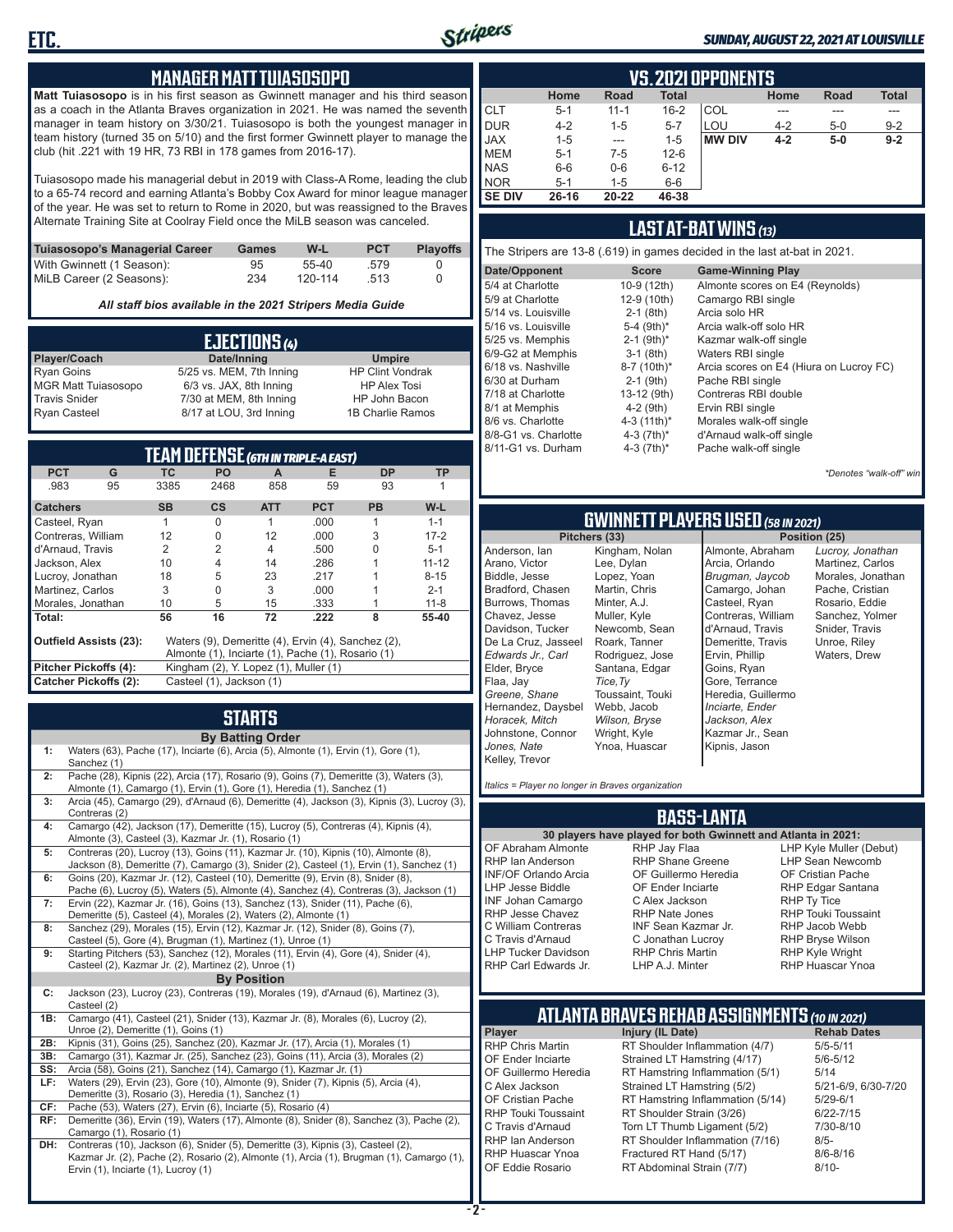## MANAGER MATT TUIASOSOPO

**Matt Tuiasosopo** is in his first season as Gwinnett manager and his third season as a coach in the Atlanta Braves organization in 2021. He was named the seventh manager in team history on 3/30/21. Tuiasosopo is both the youngest manager in team history (turned 35 on 5/10) and the first former Gwinnett player to manage the club (hit .221 with 19 HR, 73 RBI in 178 games from 2016-17).

Tuiasosopo made his managerial debut in 2019 with Class-A Rome, leading the club to a 65-74 record and earning Atlanta's Bobby Cox Award for minor league manager of the year. He was set to return to Rome in 2020, but was reassigned to the Braves Alternate Training Site at Coolray Field once the MiLB season was canceled.

| Tuiasosopo's Managerial Career | Games | W-L | PCT | Playoffs |
|---|---|---|---|---|
| With Gwinnett (1 Season): | 95 | 55-40 | .579 | 0 |
| MiLB Career (2 Seasons): | 234 | 120-114 | .513 | 0 |

*All staff bios available in the 2021 Stripers Media Guide*

## EJECTIONS (4)

| Player/Coach | Date/Inning | Umpire |
|---|---|---|
| Ryan Goins | 5/25 vs. MEM, 7th Inning | HP Clint Vondrak |
| MGR Matt Tuiasosopo | 6/3 vs. JAX, 8th Inning | HP Alex Tosi |
| Travis Snider | 7/30 at MEM, 8th Inning | HP John Bacon |
| Ryan Casteel | 8/17 at LOU, 3rd Inning | 1B Charlie Ramos |

## TEAM DEFENSE (6TH IN TRIPLE-A EAST)

| PCT | G | TC | PO | A | E | DP | TP |
|---|---|---|---|---|---|---|---|
| .983 | 95 | 3385 | 2468 | 858 | 59 | 93 | 1 |

| Catchers | SB | CS | ATT | PCT | PB | W-L |
|---|---|---|---|---|---|---|
| Casteel, Ryan | 1 | 0 | 1 | .000 | 1 | 1-1 |
| Contreras, William | 12 | 0 | 12 | .000 | 3 | 17-2 |
| d'Arnaud, Travis | 2 | 2 | 4 | .500 | 0 | 5-1 |
| Jackson, Alex | 10 | 4 | 14 | .286 | 1 | 11-12 |
| Lucroy, Jonathan | 18 | 5 | 23 | .217 | 1 | 8-15 |
| Martinez, Carlos | 3 | 0 | 3 | .000 | 1 | 2-1 |
| Morales, Jonathan | 10 | 5 | 15 | .333 | 1 | 11-8 |
| **Total:** | **56** | **16** | **72** | **.222** | **8** | **55-40** |

**Outfield Assists (23):** Waters (9), Demeritte (4), Ervin (4), Sanchez (2), Almonte (1), Inciarte (1), Pache (1), Rosario (1)

**Pitcher Pickoffs (4):** Kingham (2), Y. Lopez (1), Muller (1)

**Catcher Pickoffs (2):** Casteel (1), Jackson (1)

## STARTS

**By Batting Order**

| | |
|---|---|
| 1: | Waters (63), Pache (17), Inciarte (6), Arcia (5), Almonte (1), Ervin (1), Gore (1), Sanchez (1) |
| 2: | Pache (28), Kipnis (22), Arcia (17), Rosario (9), Goins (7), Demeritte (3), Waters (3), Almonte (1), Camargo (1), Ervin (1), Gore (1), Heredia (1), Sanchez (1) |
| 3: | Arcia (45), Camargo (29), d'Arnaud (6), Demeritte (4), Jackson (3), Kipnis (3), Lucroy (3), Contreras (2) |
| 4: | Camargo (42), Jackson (17), Demeritte (15), Lucroy (5), Contreras (4), Kipnis (4), Almonte (3), Casteel (3), Kazmar Jr. (1), Rosario (1) |
| 5: | Contreras (20), Lucroy (13), Goins (11), Kazmar Jr. (10), Kipnis (10), Almonte (8), Jackson (8), Demeritte (7), Camargo (7), Snider (2), Casteel (1), Ervin (1), Sanchez (1) |
| 6: | Goins (20), Kazmar Jr. (12), Casteel (10), Demeritte (9), Ervin (8), Snider (8), Pache (6), Lucroy (5), Waters (5), Almonte (4), Sanchez (4), Contreras (3), Jackson (1) |
| 7: | Ervin (22), Kazmar Jr. (16), Goins (13), Sanchez (13), Snider (11), Pache (6), Demeritte (5), Casteel (4), Morales (2), Waters (2), Almonte (1) |
| 8: | Sanchez (29), Morales (15), Ervin (12), Kazmar Jr. (12), Snider (8), Goins (7), Casteel (5), Gore (4), Brugman (1), Martinez (1), Unroe (1) |
| 9: | Starting Pitchers (53), Sanchez (12), Morales (11), Ervin (4), Gore (4), Snider (4), Casteel (2), Kazmar Jr. (2), Martinez (2), Unroe (1) |

**By Position**

| | |
|---|---|
| C: | Jackson (23), Lucroy (23), Contreras (19), Morales (19), d'Arnaud (6), Martinez (3), Casteel (2) |
| 1B: | Camargo (41), Casteel (21), Snider (13), Kazmar Jr. (8), Morales (6), Lucroy (2), Unroe (2), Demeritte (1), Goins (1) |
| 2B: | Kipnis (31), Goins (25), Sanchez (20), Kazmar Jr. (17), Arcia (1), Morales (1) |
| 3B: | Camargo (31), Kazmar Jr. (25), Sanchez (23), Goins (11), Arcia (3), Morales (2) |
| SS: | Arcia (58), Goins (21), Sanchez (14), Camargo (1), Kazmar Jr. (1) |
| LF: | Waters (29), Ervin (23), Gore (10), Almonte (9), Snider (7), Kipnis (5), Arcia (4), Demeritte (3), Rosario (3), Heredia (1), Sanchez (1) |
| CF: | Pache (53), Waters (27), Ervin (6), Inciarte (5), Rosario (4) |
| RF: | Demeritte (36), Ervin (19), Waters (17), Almonte (8), Snider (8), Sanchez (3), Pache (2), Camargo (1), Rosario (1) |
| DH: | Contreras (10), Jackson (6), Snider (5), Demeritte (3), Kipnis (3), Casteel (2), Kazmar Jr. (2), Pache (2), Rosario (2), Almonte (1), Arcia (1), Brugman (1), Camargo (1), Ervin (1), Inciarte (1), Lucroy (1) |

## VS. 2021 OPPONENTS

| | Home | Road | Total | | Home | Road | Total |
|---|---|---|---|---|---|---|---|
| CLT | 5-1 | 11-1 | 16-2 | COL | --- | --- | --- |
| DUR | 4-2 | 1-5 | 5-7 | LOU | 4-2 | 5-0 | 9-2 |
| JAX | 1-5 | --- | 1-5 | **MW DIV** | **4-2** | **5-0** | **9-2** |
| MEM | 5-1 | 7-5 | 12-6 | | | | |
| NAS | 6-6 | 0-6 | 6-12 | | | | |
| NOR | 5-1 | 1-5 | 6-6 | | | | |
| **SE DIV** | **26-16** | **20-22** | **46-38** | | | | |

## LAST AT-BAT WINS (13)

The Stripers are 13-8 (.619) in games decided in the last at-bat in 2021.

| Date/Opponent | Score | Game-Winning Play |
|---|---|---|
| 5/4 at Charlotte | 10-9 (12th) | Almonte scores on E4 (Reynolds) |
| 5/9 at Charlotte | 12-9 (10th) | Camargo RBI single |
| 5/14 vs. Louisville | 2-1 (8th) | Arcia solo HR |
| 5/16 vs. Louisville | 5-4 (9th)* | Arcia walk-off solo HR |
| 5/25 vs. Memphis | 2-1 (9th)* | Kazmar walk-off single |
| 6/9-G2 at Memphis | 3-1 (8th) | Waters RBI single |
| 6/18 vs. Nashville | 8-7 (10th)* | Arcia scores on E4 (Hiura on Lucroy FC) |
| 6/30 at Durham | 2-1 (9th) | Pache RBI single |
| 7/18 at Charlotte | 13-12 (9th) | Contreras RBI double |
| 8/1 at Memphis | 4-2 (9th) | Ervin RBI single |
| 8/6 vs. Charlotte | 4-3 (11th)* | Morales walk-off single |
| 8/8-G1 vs. Charlotte | 4-3 (7th)* | d'Arnaud walk-off single |
| 8/11-G1 vs. Durham | 4-3 (7th)* | Pache walk-off single |

*\*Denotes "walk-off" win*

## GWINNETT PLAYERS USED (58 IN 2021)

**Pitchers (33)**

Anderson, Ian; Arano, Victor; Biddle, Jesse; Bradford, Chasen; Burrows, Thomas; Chavez, Jesse; Davidson, Tucker; De La Cruz, Jasseel; *Edwards Jr., Carl*; Elder, Bryce; Flaa, Jay; *Greene, Shane*; Hernandez, Daysbel; *Horacek, Mitch*; Johnstone, Connor; *Jones, Nate*; Kelley, Trevor; Kingham, Nolan; Lee, Dylan; Lopez, Yoan; Martin, Chris; Minter, A.J.; Muller, Kyle; Newcomb, Sean; Roark, Tanner; Rodriguez, Jose; Santana, Edgar; *Tice, Ty*; Toussaint, Touki; Webb, Jacob; *Wilson, Bryse*; Wright, Kyle; Ynoa, Huascar

**Position (25)**

Almonte, Abraham; Arcia, Orlando; *Brugman, Jaycob*; Camargo, Johan; Casteel, Ryan; Contreras, William; d'Arnaud, Travis; Demeritte, Travis; Ervin, Phillip; Goins, Ryan; Gore, Terrance; Heredia, Guillermo; *Inciarte, Ender*; Jackson, Alex; Kazmar Jr., Sean; Kipnis, Jason; *Lucroy, Jonathan*; Martinez, Carlos; Morales, Jonathan; Pache, Cristian; Rosario, Eddie; Sanchez, Yolmer; Snider, Travis; Unroe, Riley; Waters, Drew

*Italics = Player no longer in Braves organization*

## BASS-LANTA

**30 players have played for both Gwinnett and Atlanta in 2021:**

OF Abraham Almonte; RHP Ian Anderson; INF/OF Orlando Arcia; LHP Jesse Biddle; INF Johan Camargo; RHP Jesse Chavez; C William Contreras; C Travis d'Arnaud; LHP Tucker Davidson; RHP Carl Edwards Jr.; RHP Jay Flaa; RHP Shane Greene; OF Guillermo Heredia; OF Ender Inciarte; C Alex Jackson; RHP Nate Jones; INF Sean Kazmar Jr.; C Jonathan Lucroy; RHP Chris Martin; LHP A.J. Minter; LHP Kyle Muller (Debut); LHP Sean Newcomb; OF Cristian Pache; RHP Edgar Santana; RHP Ty Tice; RHP Touki Toussaint; RHP Jacob Webb; RHP Bryse Wilson; RHP Kyle Wright; RHP Huascar Ynoa

## ATLANTA BRAVES REHAB ASSIGNMENTS (10 IN 2021)

| Player | Injury (IL Date) | Rehab Dates |
|---|---|---|
| RHP Chris Martin | RT Shoulder Inflammation (4/7) | 5/5-5/11 |
| OF Ender Inciarte | Strained LT Hamstring (4/17) | 5/6-5/12 |
| OF Guillermo Heredia | RT Hamstring Inflammation (5/1) | 5/14 |
| C Alex Jackson | Strained LT Hamstring (5/2) | 5/21-6/9, 6/30-7/20 |
| OF Cristian Pache | RT Hamstring Inflammation (5/14) | 5/29-6/1 |
| RHP Touki Toussaint | RT Shoulder Strain (3/26) | 6/22-7/15 |
| C Travis d'Arnaud | Torn LT Thumb Ligament (5/2) | 7/30-8/10 |
| RHP Ian Anderson | RT Shoulder Inflammation (7/16) | 8/5- |
| RHP Huascar Ynoa | Fractured RT Hand (5/17) | 8/6-8/16 |
| OF Eddie Rosario | RT Abdominal Strain (7/7) | 8/10- |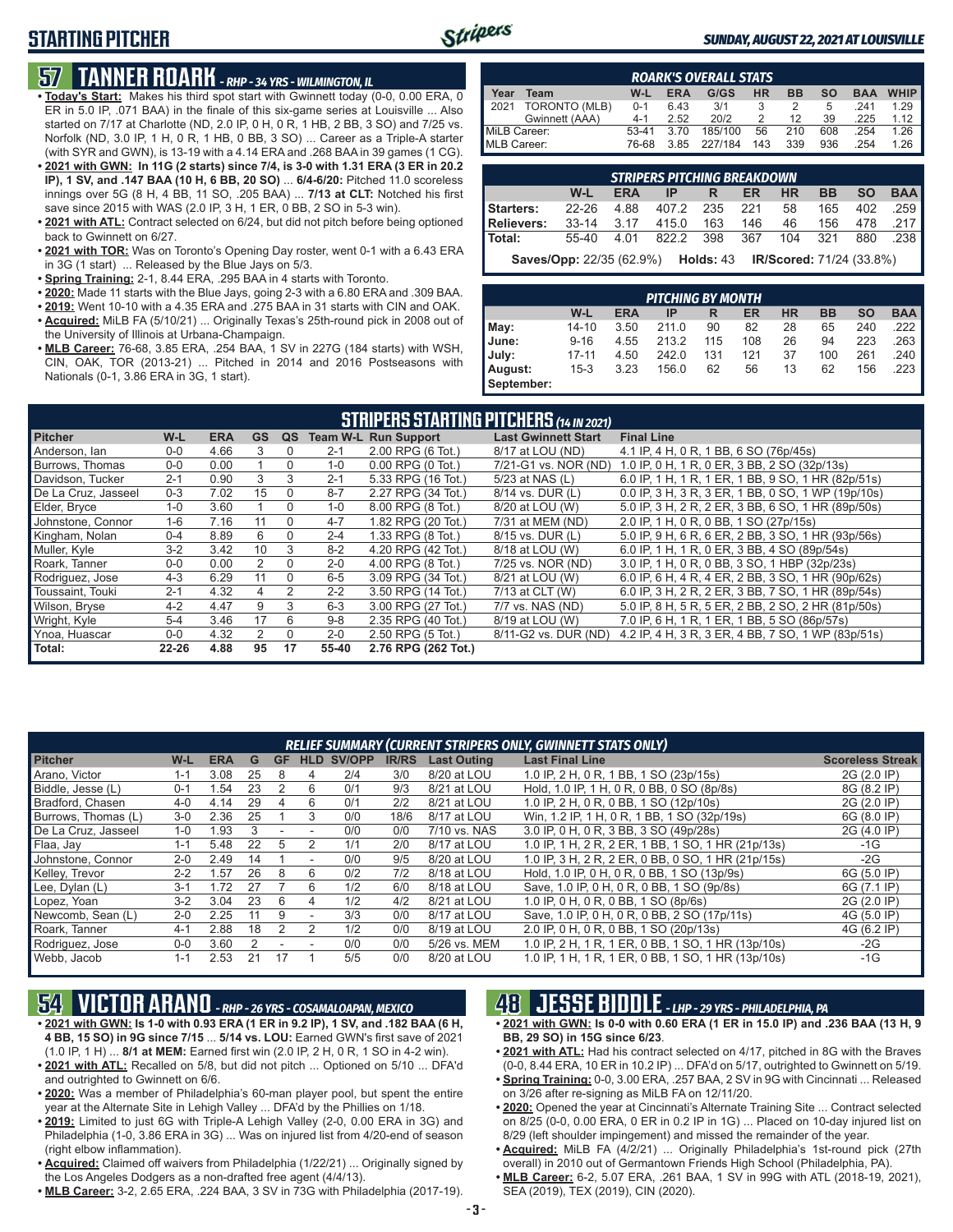# STARTING PITCHER

## 57 TANNER ROARK - RHP - 34 YRS - WILMINGTON, IL

- **Today's Start:** Makes his third spot start with Gwinnett today (0-0, 0.00 ERA, 0 ER in 5.0 IP, .071 BAA) in the finale of this six-game series at Louisville ... Also started on 7/17 at Charlotte (ND, 2.0 IP, 0 H, 0 R, 1 HB, 2 BB, 3 SO) and 7/25 vs. Norfolk (ND, 3.0 IP, 1 H, 0 R, 1 HB, 0 BB, 3 SO) ... Career as a Triple-A starter (with SYR and GWN), is 13-19 with a 4.14 ERA and .268 BAA in 39 games (1 CG).
- **2021 with GWN: In 11G (2 starts) since 7/4, is 3-0 with 1.31 ERA (3 ER in 20.2 IP), 1 SV, and .147 BAA (10 H, 6 BB, 20 SO)** ... **6/4-6/20:** Pitched 11.0 scoreless innings over 5G (8 H, 4 BB, 11 SO, .205 BAA) ... **7/13 at CLT:** Notched his first save since 2015 with WAS (2.0 IP, 3 H, 1 ER, 0 BB, 2 SO in 5-3 win).
- **2021 with ATL:** Contract selected on 6/24, but did not pitch before being optioned back to Gwinnett on 6/27.
- **2021 with TOR:** Was on Toronto's Opening Day roster, went 0-1 with a 6.43 ERA in 3G (1 start) ... Released by the Blue Jays on 5/3.
- **Spring Training:** 2-1, 8.44 ERA, .295 BAA in 4 starts with Toronto.
- **2020:** Made 11 starts with the Blue Jays, going 2-3 with a 6.80 ERA and .309 BAA.
- **2019:** Went 10-10 with a 4.35 ERA and .275 BAA in 31 starts with CIN and OAK.
- **Acquired:** MiLB FA (5/10/21) ... Originally Texas's 25th-round pick in 2008 out of the University of Illinois at Urbana-Champaign.
- **MLB Career:** 76-68, 3.85 ERA, .254 BAA, 1 SV in 227G (184 starts) with WSH, CIN, OAK, TOR (2013-21) ... Pitched in 2014 and 2016 Postseasons with Nationals (0-1, 3.86 ERA in 3G, 1 start).

**ROARK'S OVERALL STATS**

| Year | Team | W-L | ERA | G/GS | HR | BB | SO | BAA | WHIP |
|---|---|---|---|---|---|---|---|---|---|
| 2021 | TORONTO (MLB) | 0-1 | 6.43 | 3/1 | 3 | 2 | 5 | .241 | 1.29 |
| | Gwinnett (AAA) | 4-1 | 2.52 | 20/2 | 2 | 12 | 39 | .225 | 1.12 |
| MiLB Career: | | 53-41 | 3.70 | 185/100 | 56 | 210 | 608 | .254 | 1.26 |
| MLB Career: | | 76-68 | 3.85 | 227/184 | 143 | 339 | 936 | .254 | 1.26 |

**STRIPERS PITCHING BREAKDOWN**

| | W-L | ERA | IP | R | ER | HR | BB | SO | BAA |
|---|---|---|---|---|---|---|---|---|---|
| Starters: | 22-26 | 4.88 | 407.2 | 235 | 221 | 58 | 165 | 402 | .259 |
| Relievers: | 33-14 | 3.17 | 415.0 | 163 | 146 | 46 | 156 | 478 | .217 |
| Total: | 55-40 | 4.01 | 822.2 | 398 | 367 | 104 | 321 | 880 | .238 |

**Saves/Opp:** 22/35 (62.9%) **Holds:** 43 **IR/Scored:** 71/24 (33.8%)

**PITCHING BY MONTH**

| | W-L | ERA | IP | R | ER | HR | BB | SO | BAA |
|---|---|---|---|---|---|---|---|---|---|
| May: | 14-10 | 3.50 | 211.0 | 90 | 82 | 28 | 65 | 240 | .222 |
| June: | 9-16 | 4.55 | 213.2 | 115 | 108 | 26 | 94 | 223 | .263 |
| July: | 17-11 | 4.50 | 242.0 | 131 | 121 | 37 | 100 | 261 | .240 |
| August: | 15-3 | 3.23 | 156.0 | 62 | 56 | 13 | 62 | 156 | .223 |
| September: | | | | | | | | | |

**STRIPERS STARTING PITCHERS (14 IN 2021)**

| Pitcher | W-L | ERA | GS | QS | Team W-L | Run Support | Last Gwinnett Start | Final Line |
|---|---|---|---|---|---|---|---|---|
| Anderson, Ian | 0-0 | 4.66 | 3 | 0 | 2-1 | 2.00 RPG (6 Tot.) | 8/17 at LOU (ND) | 4.1 IP, 4 H, 0 R, 1 BB, 6 SO (76p/45s) |
| Burrows, Thomas | 0-0 | 0.00 | 1 | 0 | 1-0 | 0.00 RPG (0 Tot.) | 7/21-G1 vs. NOR (ND) | 1.0 IP, 0 H, 1 R, 0 ER, 3 BB, 2 SO (32p/13s) |
| Davidson, Tucker | 2-1 | 0.90 | 3 | 3 | 2-1 | 5.33 RPG (16 Tot.) | 5/23 at NAS (L) | 6.0 IP, 1 H, 1 R, 1 ER, 1 BB, 9 SO, 1 HR (82p/51s) |
| De La Cruz, Jasseel | 0-3 | 7.02 | 15 | 0 | 8-7 | 2.27 RPG (34 Tot.) | 8/14 vs. DUR (L) | 0.0 IP, 3 H, 3 R, 3 ER, 1 BB, 0 SO, 1 WP (19p/10s) |
| Elder, Bryce | 1-0 | 3.60 | 1 | 0 | 1-0 | 8.00 RPG (8 Tot.) | 8/20 at LOU (W) | 5.0 IP, 3 H, 2 R, 2 ER, 3 BB, 6 SO, 1 HR (89p/50s) |
| Johnstone, Connor | 1-6 | 7.16 | 11 | 0 | 4-7 | 1.82 RPG (20 Tot.) | 7/31 at MEM (ND) | 2.0 IP, 1 H, 0 R, 0 BB, 1 SO (27p/15s) |
| Kingham, Nolan | 0-4 | 8.89 | 6 | 0 | 2-4 | 1.33 RPG (8 Tot.) | 8/15 vs. DUR (L) | 5.0 IP, 9 H, 6 R, 6 ER, 2 BB, 3 SO, 1 HR (93p/56s) |
| Muller, Kyle | 3-2 | 3.42 | 10 | 3 | 8-2 | 4.20 RPG (42 Tot.) | 8/18 at LOU (W) | 6.0 IP, 1 H, 1 R, 0 ER, 3 BB, 4 SO (89p/54s) |
| Roark, Tanner | 0-0 | 0.00 | 2 | 0 | 2-0 | 4.00 RPG (8 Tot.) | 7/25 vs. NOR (ND) | 3.0 IP, 1 H, 0 R, 0 BB, 3 SO, 1 HBP (32p/23s) |
| Rodriguez, Jose | 4-3 | 6.29 | 11 | 0 | 6-5 | 3.09 RPG (34 Tot.) | 8/21 at LOU (W) | 6.0 IP, 6 H, 4 R, 4 ER, 2 BB, 3 SO, 1 HR (90p/62s) |
| Toussaint, Touki | 2-1 | 4.32 | 4 | 2 | 2-2 | 3.50 RPG (14 Tot.) | 7/13 at CLT (W) | 6.0 IP, 3 H, 2 R, 2 ER, 3 BB, 7 SO, 1 HR (89p/54s) |
| Wilson, Bryse | 4-2 | 4.47 | 9 | 3 | 6-3 | 3.00 RPG (27 Tot.) | 7/7 vs. NAS (ND) | 5.0 IP, 8 H, 5 R, 5 ER, 2 BB, 2 SO, 2 HR (81p/50s) |
| Wright, Kyle | 5-4 | 3.46 | 17 | 6 | 9-8 | 2.35 RPG (40 Tot.) | 8/19 at LOU (W) | 7.0 IP, 6 H, 1 R, 1 ER, 1 BB, 5 SO (86p/57s) |
| Ynoa, Huascar | 0-0 | 4.32 | 2 | 0 | 2-0 | 2.50 RPG (5 Tot.) | 8/11-G2 vs. DUR (ND) | 4.2 IP, 4 H, 3 R, 3 ER, 4 BB, 7 SO, 1 WP (83p/51s) |
| Total: | 22-26 | 4.88 | 95 | 17 | 55-40 | 2.76 RPG (262 Tot.) | | |

**RELIEF SUMMARY (CURRENT STRIPERS ONLY, GWINNETT STATS ONLY)**

| Pitcher | W-L | ERA | G | GF | HLD | SV/OPP | IR/RS | Last Outing | Last Final Line | Scoreless Streak |
|---|---|---|---|---|---|---|---|---|---|---|
| Arano, Victor | 1-1 | 3.08 | 25 | 8 | 4 | 2/4 | 3/0 | 8/20 at LOU | 1.0 IP, 2 H, 0 R, 1 BB, 1 SO (23p/15s) | 2G (2.0 IP) |
| Biddle, Jesse (L) | 0-1 | 1.54 | 23 | 2 | 6 | 0/1 | 9/3 | 8/21 at LOU | Hold, 1.0 IP, 1 H, 0 R, 0 BB, 0 SO (8p/8s) | 8G (8.2 IP) |
| Bradford, Chasen | 4-0 | 4.14 | 29 | 4 | 6 | 0/1 | 2/2 | 8/21 at LOU | 1.0 IP, 2 H, 0 R, 0 BB, 1 SO (12p/10s) | 2G (2.0 IP) |
| Burrows, Thomas (L) | 3-0 | 2.36 | 25 | 1 | 3 | 0/0 | 18/6 | 8/17 at LOU | Win, 1.2 IP, 1 H, 0 R, 1 BB, 1 SO (32p/19s) | 6G (8.0 IP) |
| De La Cruz, Jasseel | 1-0 | 1.93 | 3 | - | - | 0/0 | 0/0 | 7/10 vs. NAS | 3.0 IP, 0 H, 0 R, 3 BB, 3 SO (49p/28s) | 2G (4.0 IP) |
| Flaa, Jay | 1-1 | 5.48 | 22 | 5 | 2 | 1/1 | 2/0 | 8/17 at LOU | 1.0 IP, 1 H, 2 R, 2 ER, 1 BB, 1 SO, 1 HR (21p/13s) | -1G |
| Johnstone, Connor | 2-0 | 2.49 | 14 | 1 | - | 0/0 | 9/5 | 8/20 at LOU | 1.0 IP, 3 H, 2 R, 2 ER, 0 BB, 0 SO, 1 HR (21p/15s) | -2G |
| Kelley, Trevor | 2-2 | 1.57 | 26 | 8 | 6 | 0/2 | 7/2 | 8/18 at LOU | Hold, 1.0 IP, 0 H, 0 R, 0 BB, 1 SO (13p/9s) | 6G (5.0 IP) |
| Lee, Dylan (L) | 3-1 | 1.72 | 27 | 7 | 6 | 1/2 | 6/0 | 8/18 at LOU | Save, 1.0 IP, 0 H, 0 R, 0 BB, 1 SO (9p/8s) | 6G (7.1 IP) |
| Lopez, Yoan | 3-2 | 3.04 | 23 | 6 | 4 | 1/2 | 4/2 | 8/21 at LOU | 1.0 IP, 0 H, 0 R, 0 BB, 1 SO (8p/6s) | 2G (2.0 IP) |
| Newcomb, Sean (L) | 2-0 | 2.25 | 11 | 9 | - | 3/3 | 0/0 | 8/17 at LOU | Save, 1.0 IP, 0 H, 0 R, 0 BB, 2 SO (17p/11s) | 4G (5.0 IP) |
| Roark, Tanner | 4-1 | 2.88 | 18 | 2 | 2 | 1/2 | 0/0 | 8/19 at LOU | 2.0 IP, 0 H, 0 R, 0 BB, 1 SO (20p/13s) | 4G (6.2 IP) |
| Rodriguez, Jose | 0-0 | 3.60 | 2 | - | - | 0/0 | 0/0 | 5/26 vs. MEM | 1.0 IP, 2 H, 1 R, 1 ER, 0 BB, 1 SO, 1 HR (13p/10s) | -2G |
| Webb, Jacob | 1-1 | 2.53 | 21 | 17 | 1 | 5/5 | 0/0 | 8/20 at LOU | 1.0 IP, 1 H, 1 R, 1 ER, 0 BB, 1 SO, 1 HR (13p/10s) | -1G |

## 54 VICTOR ARANO - RHP - 26 YRS - COSAMALOAPAN, MEXICO

- **2021 with GWN: Is 1-0 with 0.93 ERA (1 ER in 9.2 IP), 1 SV, and .182 BAA (6 H, 4 BB, 15 SO) in 9G since 7/15** ... **5/14 vs. LOU:** Earned GWN's first save of 2021 (1.0 IP, 1 H) ... **8/1 at MEM:** Earned first win (2.0 IP, 2 H, 0 R, 1 SO in 4-2 win).
- **2021 with ATL:** Recalled on 5/8, but did not pitch ... Optioned on 5/10 ... DFA'd and outrighted to Gwinnett on 6/6.
- **2020:** Was a member of Philadelphia's 60-man player pool, but spent the entire year at the Alternate Site in Lehigh Valley ... DFA'd by the Phillies on 1/18.
- **2019:** Limited to just 6G with Triple-A Lehigh Valley (2-0, 0.00 ERA in 3G) and Philadelphia (1-0, 3.86 ERA in 3G) ... Was on injured list from 4/20-end of season (right elbow inflammation).
- **Acquired:** Claimed off waivers from Philadelphia (1/22/21) ... Originally signed by the Los Angeles Dodgers as a non-drafted free agent (4/4/13).
- **MLB Career:** 3-2, 2.65 ERA, .224 BAA, 3 SV in 73G with Philadelphia (2017-19).

## 48 JESSE BIDDLE - LHP - 29 YRS - PHILADELPHIA, PA

- **2021 with GWN: Is 0-0 with 0.60 ERA (1 ER in 15.0 IP) and .236 BAA (13 H, 9 BB, 29 SO) in 15G since 6/23**.
- **2021 with ATL:** Had his contract selected on 4/17, pitched in 8G with the Braves (0-0, 8.44 ERA, 10 ER in 10.2 IP) ... DFA'd on 5/17, outrighted to Gwinnett on 5/19.
- **Spring Training:** 0-0, 3.00 ERA, .257 BAA, 2 SV in 9G with Cincinnati ... Released on 3/26 after re-signing as MiLB FA on 12/11/20.
- **2020:** Opened the year at Cincinnati's Alternate Training Site ... Contract selected on 8/25 (0-0, 0.00 ERA, 0 ER in 0.2 IP in 1G) ... Placed on 10-day injured list on 8/29 (left shoulder impingement) and missed the remainder of the year.
- **Acquired:** MiLB FA (4/2/21) ... Originally Philadelphia's 1st-round pick (27th overall) in 2010 out of Germantown Friends High School (Philadelphia, PA).
- **MLB Career:** 6-2, 5.07 ERA, .261 BAA, 1 SV in 99G with ATL (2018-19, 2021), SEA (2019), TEX (2019), CIN (2020).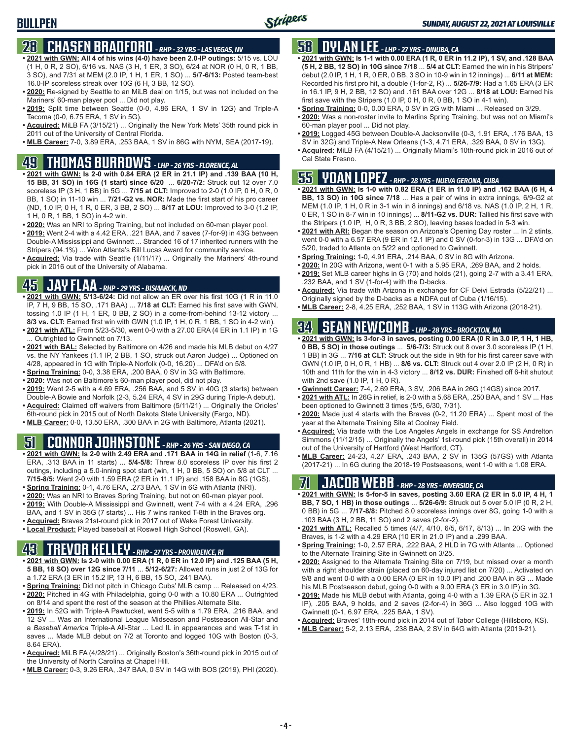# BULLPEN

## 28 CHASEN BRADFORD - RHP - 32 YRS - LAS VEGAS, NV

- **2021 with GWN: All 4 of his wins (4-0) have been 2.0-IP outings:** 5/15 vs. LOU (1 H, 0 R, 2 SO), 6/16 vs. NAS (3 H, 1 ER, 3 SO), 6/24 at NOR (0 H, 0 R, 1 BB, 3 SO), and 7/31 at MEM (2.0 IP, 1 H, 1 ER, 1 SO) ... **5/7-6/13:** Posted team-best 16.0-IP scoreless streak over 10G (6 H, 3 BB, 12 SO).
- **2020:** Re-signed by Seattle to an MiLB deal on 1/15, but was not included on the Mariners' 60-man player pool ... Did not play.
- **2019:** Split time between Seattle (0-0, 4.86 ERA, 1 SV in 12G) and Triple-A Tacoma (0-0, 6.75 ERA, 1 SV in 5G).
- **Acquired:** MiLB FA (3/15/21) ... Originally the New York Mets' 35th round pick in 2011 out of the University of Central Florida.
- **MLB Career:** 7-0, 3.89 ERA, .253 BAA, 1 SV in 86G with NYM, SEA (2017-19).

## 49 THOMAS BURROWS - LHP - 26 YRS - FLORENCE, AL

- **2021 with GWN: Is 2-0 with 0.84 ERA (2 ER in 21.1 IP) and .139 BAA (10 H, 15 BB, 31 SO) in 16G (1 start) since 6/20** ... **6/20-7/2:** Struck out 12 over 7.0 scoreless IP (3 H, 1 BB) in 5G ... **7/15 at CLT:** Improved to 2-0 (1.0 IP, 0 H, 0 R, 0 BB, 1 SO) in 11-10 win ... **7/21-G2 vs. NOR:** Made the first start of his pro career (ND, 1.0 IP, 0 H, 1 R, 0 ER, 3 BB, 2 SO) ... **8/17 at LOU:** Improved to 3-0 (1.2 IP, 1 H, 0 R, 1 BB, 1 SO) in 4-2 win.
- **2020:** Was an NRI to Spring Training, but not included on 60-man player pool.
- **2019:** Went 2-4 with a 4.42 ERA, .221 BAA, and 7 saves (7-for-9) in 43G between Double-A Mississippi and Gwinnett ... Stranded 16 of 17 inherited runners with the Stripers (94.1%) ... Won Atlanta's Bill Lucas Award for community service.
- **Acquired:** Via trade with Seattle (1/11/17) ... Originally the Mariners' 4th-round pick in 2016 out of the University of Alabama.

## 45 JAY FLAA - RHP - 29 YRS - BISMARCK, ND

- **2021 with GWN: 5/13-6/24:** Did not allow an ER over his first 10G (1 R in 11.0 IP, 7 H, 9 BB, 15 SO, .171 BAA) ... **7/18 at CLT:** Earned his first save with GWN, tossing 1.0 IP (1 H, 1 ER, 0 BB, 2 SO) in a come-from-behind 13-12 victory ... **8/3 vs. CLT:** Earned first win with GWN (1.0 IP, 1 H, 0 R, 1 BB, 1 SO in 4-2 win).
- **2021 with ATL:** From 5/23-5/30, went 0-0 with a 27.00 ERA (4 ER in 1.1 IP) in 1G ... Outrighted to Gwinnett on 7/13.
- **2021 with BAL:** Selected by Baltimore on 4/26 and made his MLB debut on 4/27 vs. the NY Yankees (1.1 IP, 2 BB, 1 SO, struck out Aaron Judge) ... Optioned on 4/28, appeared in 1G with Triple-A Norfolk (0-0, 16.20) ... DFA'd on 5/8.
- **Spring Training:** 0-0, 3.38 ERA, .200 BAA, 0 SV in 3G with Baltimore.
- **2020:** Was not on Baltimore's 60-man player pool, did not play.
- **2019:** Went 2-5 with a 4.69 ERA, .256 BAA, and 5 SV in 40G (3 starts) between Double-A Bowie and Norfolk (2-3, 5.24 ERA, 4 SV in 29G during Triple-A debut).
- **Acquired:** Claimed off waivers from Baltimore (5/11/21) ... Originally the Orioles' 6th-round pick in 2015 out of North Dakota State University (Fargo, ND).
- **MLB Career:** 0-0, 13.50 ERA, .300 BAA in 2G with Baltimore, Atlanta (2021).

## 51 CONNOR JOHNSTONE - RHP - 26 YRS - SAN DIEGO, CA

- **2021 with GWN: Is 2-0 with 2.49 ERA and .171 BAA in 14G in relief** (1-6, 7.16 ERA, .313 BAA in 11 starts) ... **5/4-5/8:** Threw 8.0 scoreless IP over his first 2 outings, including a 5.0-inning spot start (win, 1 H, 0 BB, 5 SO) on 5/8 at CLT ... **7/15-8/5:** Went 2-0 with 1.59 ERA (2 ER in 11.1 IP) and .158 BAA in 8G (1GS).
- **Spring Training:** 0-1, 4.76 ERA, .273 BAA, 1 SV in 6G with Atlanta (NRI).
- **2020:** Was an NRI to Braves Spring Training, but not on 60-man player pool.
- **2019:** With Double-A Mississippi and Gwinnett, went 7-4 with a 4.24 ERA, .296 BAA, and 1 SV in 35G (7 starts) ... His 7 wins ranked T-8th in the Braves org.
- **Acquired:** Braves 21st-round pick in 2017 out of Wake Forest University.
- **Local Product:** Played baseball at Roswell High School (Roswell, GA).

## 43 TREVOR KELLEY - RHP - 27 YRS - PROVIDENCE, RI

- **2021 with GWN: Is 2-0 with 0.00 ERA (1 R, 0 ER in 12.0 IP) and .125 BAA (5 H, 5 BB, 18 SO) over 12G since 7/11** ... **5/12-6/27:** Allowed runs in just 2 of 13G for a 1.72 ERA (3 ER in 15.2 IP, 13 H, 6 BB, 15 SO, .241 BAA).
- **Spring Training:** Did not pitch in Chicago Cubs' MLB camp ... Released on 4/23.
- **2020:** Pitched in 4G with Philadelphia, going 0-0 with a 10.80 ERA ... Outrighted on 8/14 and spent the rest of the season at the Phillies Alternate Site.
- **2019:** In 52G with Triple-A Pawtucket, went 5-5 with a 1.79 ERA, .216 BAA, and 12 SV ... Was an International League Midseason and Postseason All-Star and a *Baseball America* Triple-A All-Star ... Led IL in appearances and was T-1st in saves ... Made MLB debut on 7/2 at Toronto and logged 10G with Boston (0-3, 8.64 ERA).
- **Acquired:** MiLB FA (4/28/21) ... Originally Boston's 36th-round pick in 2015 out of the University of North Carolina at Chapel Hill.
- **MLB Career:** 0-3, 9.26 ERA, .347 BAA, 0 SV in 14G with BOS (2019), PHI (2020).

## 58 DYLAN LEE - LHP - 27 YRS - DINUBA, CA

- **2021 with GWN: Is 1-1 with 0.00 ERA (1 R, 0 ER in 11.2 IP), 1 SV, and .128 BAA (5 H, 2 BB, 12 SO) in 10G since 7/18** ... **5/4 at CLT:** Earned the win in his Stripers' debut (2.0 IP, 1 H, 1 R, 0 ER, 0 BB, 3 SO in 10-9 win in 12 innings) ... **6/11 at MEM:** Recorded his first pro hit, a double (1-for-2, R) ... **5/26-7/9:** Had a 1.65 ERA (3 ER in 16.1 IP, 9 H, 2 BB, 12 SO) and .161 BAA over 12G ... **8/18 at LOU:** Earned his first save with a scoreless 9th (1.0 IP, 0 H, 0 R, 0 BB, 1 SO in 4-1 win).
- **Spring Training:** 0-0, 0.00 ERA, 0 SV in 2G with Miami ... Released on 3/29.
- **2020:** Was a non-roster invite to Marlins Spring Training, but was not on Miami's 60-man player pool ... Did not play.
- **2019:** Logged 45G between Double-A Jacksonville (0-3, 1.91 ERA, .176 BAA, 13 SV in 32G) and Triple-A New Orleans (1-3, 4.71 ERA, .329 BAA, 0 SV in 13G).
- **Acquired:** MiLB FA (4/15/21) ... Originally Miami's 10th-round pick in 2016 out of Cal State Fresno.

## 55 YOAN LOPEZ - RHP - 28 YRS - NUEVA GERONA, CUBA

- **2021 with GWN: Is 1-0 with 0.82 ERA (1 ER in 11.0 IP) and .162 BAA (6 H, 4 BB, 13 SO) in 10G since 7/18** ... Has a pair of wins in extra innings, 6/9-G2 at MEM (1.0 IP, 1 H, 0 R in 3-1 win in 8 innings) and 6/18 vs. NAS (1.0 IP, 2 H, 1 R, 0 ER, 1 SO in 8-7 win in 10 innings) ... **8/11-G2 vs. DUR:** Tallied his first save with the Stripers (1.0 IP, 1 H, 0 R, 3 BB, 2 SO), leaving bases loaded in 5-3 win.
- **2021 with ARI:** Began the season on Arizona's Opening Day roster ... In 2 stints, went 0-0 with a 6.57 ERA (9 ER in 12.1 IP) and 0 SV (0-for-3) in 13G ... DFA'd on 5/20, traded to Atlanta on 5/22 and optioned to Gwinnett.
- **Spring Training:** 1-0, 4.91 ERA, .214 BAA, 0 SV in 8G with Arizona.
- **2020:** In 20G with Arizona, went 0-1 with a 5.95 ERA, .269 BAA, and 2 holds.
- **2019:** Set MLB career highs in G (70) and holds (21), going 2-7 with a 3.41 ERA, .232 BAA, and 1 SV (1-for-4) with the D-backs.
- **Acquired:** Via trade with Arizona in exchange for CF Deivi Estrada (5/22/21) ... Originally signed by the D-backs as a NDFA out of Cuba (1/16/15).
- **MLB Career:** 2-8, 4.25 ERA, .252 BAA, 1 SV in 113G with Arizona (2018-21).

## 34 SEAN NEWCOMB - LHP - 28 YRS - BROCKTON, MA

- **2021 with GWN: Is 3-for-3 in saves, posting 0.00 ERA (0 R in 3.0 IP, 1 H, 1 HB, 0 BB, 5 SO) in those outings** ... **5/6-7/3:** Struck out 8 over 3.0 scoreless IP (1 H, 1 BB) in 3G ... **7/16 at CLT:** Struck out the side in 9th for his first career save with GWN (1.0 IP, 0 H, 0 R, 1 HB) ... **8/6 vs. CLT:** Struck out 4 over 2.0 IP (2 H, 0 R) in 10th and 11th for the win in 4-3 victory ... **8/12 vs. DUR:** Finished off 6-hit shutout with 2nd save (1.0 IP, 1 H, 0 R).
- **Gwinnett Career:** 7-4, 2.69 ERA, 3 SV, .206 BAA in 26G (14GS) since 2017.
- **2021 with ATL:** In 26G in relief, is 2-0 with a 5.68 ERA, .250 BAA, and 1 SV ... Has been optioned to Gwinnett 3 times (5/5, 6/30, 7/31).
- **2020:** Made just 4 starts with the Braves (0-2, 11.20 ERA) ... Spent most of the year at the Alternate Training Site at Coolray Field.
- **Acquired:** Via trade with the Los Angeles Angels in exchange for SS Andrelton Simmons (11/12/15) ... Originally the Angels' 1st-round pick (15th overall) in 2014 out of the University of Hartford (West Hartford, CT).
- **MLB Career:** 24-23, 4.27 ERA, .243 BAA, 2 SV in 135G (57GS) with Atlanta (2017-21) ... In 6G during the 2018-19 Postseasons, went 1-0 with a 1.08 ERA.

## 71 JACOB WEBB - RHP - 28 YRS - RIVERSIDE, CA

- **2021 with GWN:** Is **5-for-5 in saves, posting 3.60 ERA (2 ER in 5.0 IP, 4 H, 1 BB, 7 SO, 1 HB) in those outings** ... **5/26-6/9:** Struck out 5 over 5.0 IP (0 R, 2 H, 0 BB) in 5G ... **7/17-8/8:** Pitched 8.0 scoreless innings over 8G, going 1-0 with a .103 BAA (3 H, 2 BB, 11 SO) and 2 saves (2-for-2).
- **2021 with ATL:** Recalled 5 times (4/7, 4/10, 6/5, 6/17, 8/13) ... In 20G with the Braves, is 1-2 with a 4.29 ERA (10 ER in 21.0 IP) and a .299 BAA.
- **Spring Training:** 1-0, 2.57 ERA, .222 BAA, 2 HLD in 7G with Atlanta ... Optioned to the Alternate Training Site in Gwinnett on 3/25.
- **2020:** Assigned to the Alternate Training Site on 7/19, but missed over a month with a right shoulder strain (placed on 60-day injured list on 7/20) ... Activated on 9/8 and went 0-0 with a 0.00 ERA (0 ER in 10.0 IP) and .200 BAA in 8G ... Made his MLB Postseason debut, going 0-0 with a 9.00 ERA (3 ER in 3.0 IP) in 3G.
- **2019:** Made his MLB debut with Atlanta, going 4-0 with a 1.39 ERA (5 ER in 32.1 IP), .205 BAA, 9 holds, and 2 saves (2-for-4) in 36G ... Also logged 10G with Gwinnett (0-1, 6.97 ERA, .225 BAA, 1 SV).
- **Acquired:** Braves' 18th-round pick in 2014 out of Tabor College (Hillsboro, KS).
- **MLB Career:** 5-2, 2.13 ERA, .238 BAA, 2 SV in 64G with Atlanta (2019-21).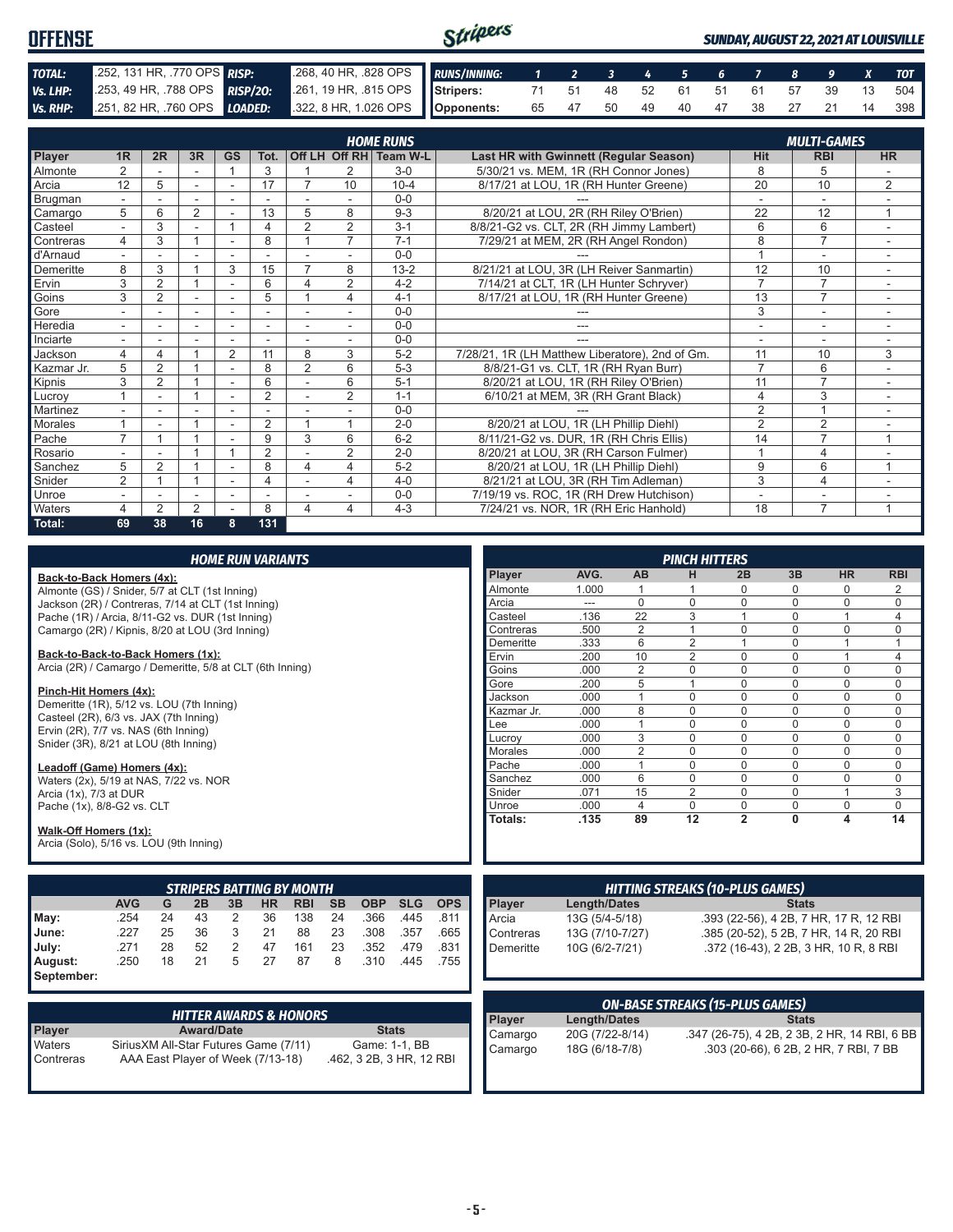# OFFENSE

*SUNDAY, AUGUST 22, 2021 AT LOUISVILLE*

| | | | |
|---|---|---|---|
| **TOTAL:** | .252, 131 HR, .770 OPS | **RISP:** | .268, 40 HR, .828 OPS |
| **Vs. LHP:** | .253, 49 HR, .788 OPS | **RISP/2O:** | .261, 19 HR, .815 OPS |
| **Vs. RHP:** | .251, 82 HR, .760 OPS | **LOADED:** | .322, 8 HR, 1.026 OPS |

| RUNS/INNING: | 1 | 2 | 3 | 4 | 5 | 6 | 7 | 8 | 9 | X | TOT |
|---|---|---|---|---|---|---|---|---|---|---|---|
| Stripers: | 71 | 51 | 48 | 52 | 61 | 51 | 61 | 57 | 39 | 13 | 504 |
| Opponents: | 65 | 47 | 50 | 49 | 40 | 47 | 38 | 27 | 21 | 14 | 398 |

## HOME RUNS / MULTI-GAMES

| Player | 1R | 2R | 3R | GS | Tot. | Off LH | Off RH | Team W-L | Last HR with Gwinnett (Regular Season) | Hit | RBI | HR |
|---|---|---|---|---|---|---|---|---|---|---|---|---|
| Almonte | 2 | - | - | 1 | 3 | 1 | 2 | 3-0 | 5/30/21 vs. MEM, 1R (RH Connor Jones) | 8 | 5 | - |
| Arcia | 12 | 5 | - | - | 17 | 7 | 10 | 10-4 | 8/17/21 at LOU, 1R (RH Hunter Greene) | 20 | 10 | 2 |
| Brugman | - | - | - | - | - | - | - | 0-0 | --- | - | - | - |
| Camargo | 5 | 6 | 2 | - | 13 | 5 | 8 | 9-3 | 8/20/21 at LOU, 2R (RH Riley O'Brien) | 22 | 12 | 1 |
| Casteel | - | 3 | - | 1 | 4 | 2 | 2 | 3-1 | 8/8/21-G2 vs. CLT, 2R (RH Jimmy Lambert) | 6 | 6 | - |
| Contreras | 4 | 3 | 1 | - | 8 | 1 | 7 | 7-1 | 7/29/21 at MEM, 2R (RH Angel Rondon) | 8 | 7 | - |
| d'Arnaud | - | - | - | - | - | - | - | 0-0 | --- | 1 | - | - |
| Demeritte | 8 | 3 | 1 | 3 | 15 | 7 | 8 | 13-2 | 8/21/21 at LOU, 3R (LH Reiver Sanmartin) | 12 | 10 | - |
| Ervin | 3 | 2 | 1 | - | 6 | 4 | 2 | 4-2 | 7/14/21 at CLT, 1R (LH Hunter Schryver) | 7 | 7 | - |
| Goins | 3 | 2 | - | - | 5 | 1 | 4 | 4-1 | 8/17/21 at LOU, 1R (RH Hunter Greene) | 13 | 7 | - |
| Gore | - | - | - | - | - | - | - | 0-0 | --- | 3 | - | - |
| Heredia | - | - | - | - | - | - | - | 0-0 | --- | - | - | - |
| Inciarte | - | - | - | - | - | - | - | 0-0 | --- | - | - | - |
| Jackson | 4 | 4 | 1 | 2 | 11 | 8 | 3 | 5-2 | 7/28/21, 1R (LH Matthew Liberatore), 2nd of Gm. | 11 | 10 | 3 |
| Kazmar Jr. | 5 | 2 | 1 | - | 8 | 2 | 6 | 5-3 | 8/8/21-G1 vs. CLT, 1R (RH Ryan Burr) | 7 | 6 | - |
| Kipnis | 3 | 2 | 1 | - | 6 | - | 6 | 5-1 | 8/20/21 at LOU, 1R (RH Riley O'Brien) | 11 | 7 | - |
| Lucroy | 1 | - | 1 | - | 2 | - | 2 | 1-1 | 6/10/21 at MEM, 3R (RH Grant Black) | 4 | 3 | - |
| Martinez | - | - | - | - | - | - | - | 0-0 | --- | 2 | 1 | - |
| Morales | 1 | - | 1 | - | 2 | 1 | 1 | 2-0 | 8/20/21 at LOU, 1R (LH Phillip Diehl) | 2 | 2 | - |
| Pache | 7 | 1 | 1 | - | 9 | 3 | 6 | 6-2 | 8/11/21-G2 vs. DUR, 1R (RH Chris Ellis) | 14 | 7 | 1 |
| Rosario | - | - | 1 | 1 | 2 | - | 2 | 2-0 | 8/20/21 at LOU, 3R (RH Carson Fulmer) | 1 | 4 | - |
| Sanchez | 5 | 2 | 1 | - | 8 | 4 | 4 | 5-2 | 8/20/21 at LOU, 1R (LH Phillip Diehl) | 9 | 6 | 1 |
| Snider | 2 | 1 | 1 | - | 4 | - | 4 | 4-0 | 8/21/21 at LOU, 3R (RH Tim Adleman) | 3 | 4 | - |
| Unroe | - | - | - | - | - | - | - | 0-0 | 7/19/19 vs. ROC, 1R (RH Drew Hutchison) | - | - | - |
| Waters | 4 | 2 | 2 | - | 8 | 4 | 4 | 4-3 | 7/24/21 vs. NOR, 1R (RH Eric Hanhold) | 18 | 7 | 1 |
| **Total:** | **69** | **38** | **16** | **8** | **131** | | | | | | | |

## HOME RUN VARIANTS

**Back-to-Back Homers (4x):**
Almonte (GS) / Snider, 5/7 at CLT (1st Inning)
Jackson (2R) / Contreras, 7/14 at CLT (1st Inning)
Pache (1R) / Arcia, 8/11-G2 vs. DUR (1st Inning)
Camargo (2R) / Kipnis, 8/20 at LOU (3rd Inning)

**Back-to-Back-to-Back Homers (1x):**
Arcia (2R) / Camargo / Demeritte, 5/8 at CLT (6th Inning)

**Pinch-Hit Homers (4x):**
Demeritte (1R), 5/12 vs. LOU (7th Inning)
Casteel (2R), 6/3 vs. JAX (7th Inning)
Ervin (2R), 7/7 vs. NAS (6th Inning)
Snider (3R), 8/21 at LOU (8th Inning)

**Leadoff (Game) Homers (4x):**
Waters (2x), 5/19 at NAS, 7/22 vs. NOR
Arcia (1x), 7/3 at DUR
Pache (1x), 8/8-G2 vs. CLT

**Walk-Off Homers (1x):**
Arcia (Solo), 5/16 vs. LOU (9th Inning)

## PINCH HITTERS

| Player | AVG. | AB | H | 2B | 3B | HR | RBI |
|---|---|---|---|---|---|---|---|
| Almonte | 1.000 | 1 | 1 | 0 | 0 | 0 | 2 |
| Arcia | --- | 0 | 0 | 0 | 0 | 0 | 0 |
| Casteel | .136 | 22 | 3 | 1 | 0 | 1 | 4 |
| Contreras | .500 | 2 | 1 | 0 | 0 | 0 | 0 |
| Demeritte | .333 | 6 | 2 | 1 | 0 | 1 | 1 |
| Ervin | .200 | 10 | 2 | 0 | 0 | 1 | 4 |
| Goins | .000 | 2 | 0 | 0 | 0 | 0 | 0 |
| Gore | .200 | 5 | 1 | 0 | 0 | 0 | 0 |
| Jackson | .000 | 1 | 0 | 0 | 0 | 0 | 0 |
| Kazmar Jr. | .000 | 8 | 0 | 0 | 0 | 0 | 0 |
| Lee | .000 | 1 | 0 | 0 | 0 | 0 | 0 |
| Lucroy | .000 | 3 | 0 | 0 | 0 | 0 | 0 |
| Morales | .000 | 2 | 0 | 0 | 0 | 0 | 0 |
| Pache | .000 | 1 | 0 | 0 | 0 | 0 | 0 |
| Sanchez | .000 | 6 | 0 | 0 | 0 | 0 | 0 |
| Snider | .071 | 15 | 2 | 0 | 0 | 1 | 3 |
| Unroe | .000 | 4 | 0 | 0 | 0 | 0 | 0 |
| **Totals:** | **.135** | **89** | **12** | **2** | **0** | **4** | **14** |

## STRIPERS BATTING BY MONTH

| | AVG | G | 2B | 3B | HR | RBI | SB | OBP | SLG | OPS |
|---|---|---|---|---|---|---|---|---|---|---|
| May: | .254 | 24 | 43 | 2 | 36 | 138 | 24 | .366 | .445 | .811 |
| June: | .227 | 25 | 36 | 3 | 21 | 88 | 23 | .308 | .357 | .665 |
| July: | .271 | 28 | 52 | 2 | 47 | 161 | 23 | .352 | .479 | .831 |
| August: | .250 | 18 | 21 | 5 | 27 | 87 | 8 | .310 | .445 | .755 |
| September: | | | | | | | | | | |

## HITTING STREAKS (10-PLUS GAMES)

| Player | Length/Dates | Stats |
|---|---|---|
| Arcia | 13G (5/4-5/18) | .393 (22-56), 4 2B, 7 HR, 17 R, 12 RBI |
| Contreras | 13G (7/10-7/27) | .385 (20-52), 5 2B, 7 HR, 14 R, 20 RBI |
| Demeritte | 10G (6/2-7/21) | .372 (16-43), 2 2B, 3 HR, 10 R, 8 RBI |

## HITTER AWARDS & HONORS

| Player | Award/Date | Stats |
|---|---|---|
| Waters | SiriusXM All-Star Futures Game (7/11) | Game: 1-1, BB |
| Contreras | AAA East Player of Week (7/13-18) | .462, 3 2B, 3 HR, 12 RBI |

## ON-BASE STREAKS (15-PLUS GAMES)

| Player | Length/Dates | Stats |
|---|---|---|
| Camargo | 20G (7/22-8/14) | .347 (26-75), 4 2B, 2 3B, 2 HR, 14 RBI, 6 BB |
| Camargo | 18G (6/18-7/8) | .303 (20-66), 6 2B, 2 HR, 7 RBI, 7 BB |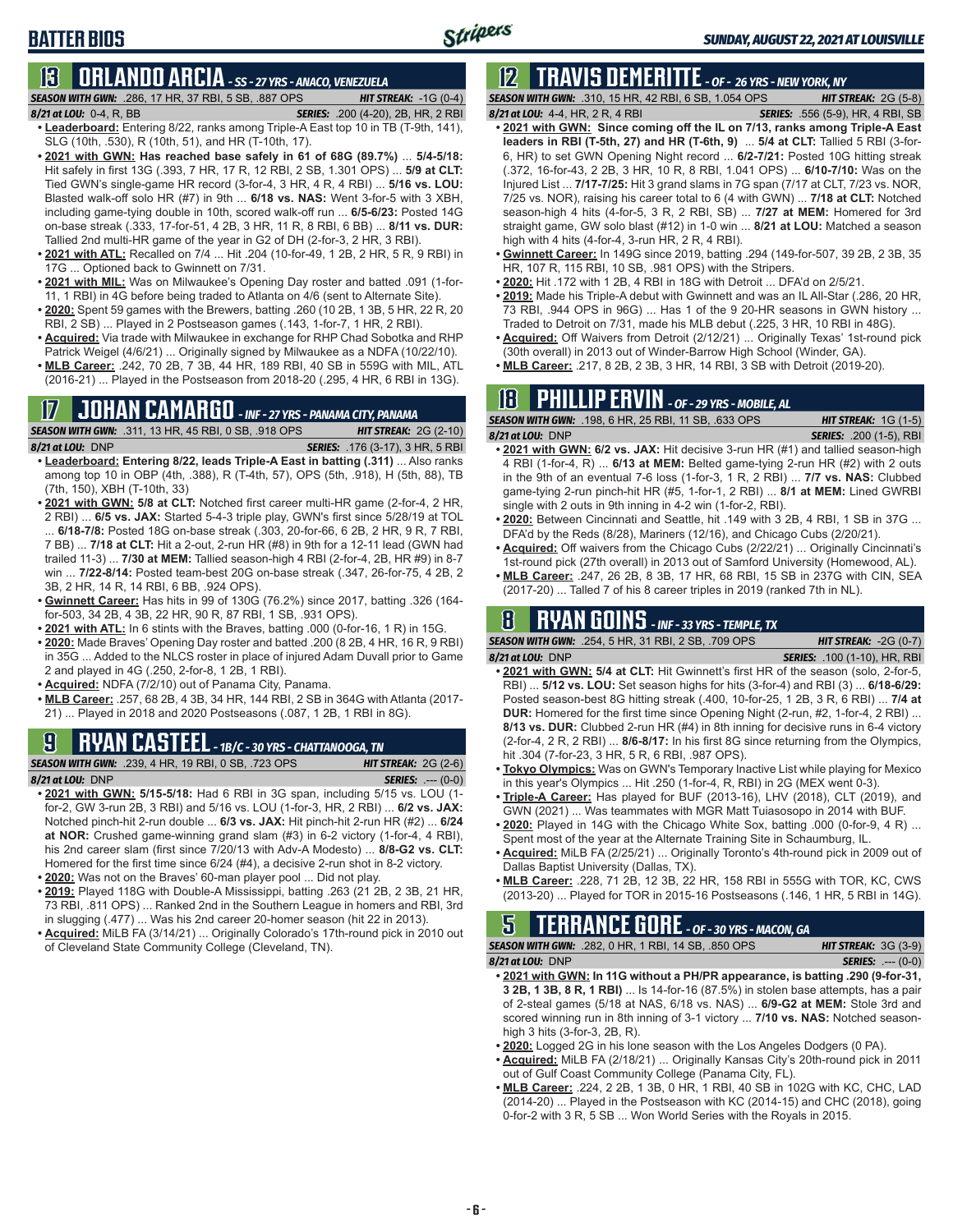# BATTER BIOS

## 13 ORLANDO ARCIA - SS - 27 YRS - ANACO, VENEZUELA

**SEASON WITH GWN:** .286, 17 HR, 37 RBI, 5 SB, .887 OPS **HIT STREAK:** -1G (0-4)
**8/21 at LOU:** 0-4, R, BB **SERIES:** .200 (4-20), 2B, HR, 2 RBI

- **Leaderboard:** Entering 8/22, ranks among Triple-A East top 10 in TB (T-9th, 141), SLG (10th, .530), R (10th, 51), and HR (T-10th, 17).
- **2021 with GWN: Has reached base safely in 61 of 68G (89.7%)** ... **5/4-5/18:** Hit safely in first 13G (.393, 7 HR, 17 R, 12 RBI, 2 SB, 1.301 OPS) ... **5/9 at CLT:** Tied GWN's single-game HR record (3-for-4, 3 HR, 4 R, 4 RBI) ... **5/16 vs. LOU:** Blasted walk-off solo HR (#7) in 9th ... **6/18 vs. NAS:** Went 3-for-5 with 3 XBH, including game-tying double in 10th, scored walk-off run ... **6/5-6/23:** Posted 14G on-base streak (.333, 17-for-51, 4 2B, 3 HR, 11 R, 8 RBI, 6 BB) ... **8/11 vs. DUR:** Tallied 2nd multi-HR game of the year in G2 of DH (2-for-3, 2 HR, 3 RBI).
- **2021 with ATL:** Recalled on 7/4 ... Hit .204 (10-for-49, 1 2B, 2 HR, 5 R, 9 RBI) in 17G ... Optioned back to Gwinnett on 7/31.
- **2021 with MIL:** Was on Milwaukee's Opening Day roster and batted .091 (1-for-11, 1 RBI) in 4G before being traded to Atlanta on 4/6 (sent to Alternate Site).
- **2020:** Spent 59 games with the Brewers, batting .260 (10 2B, 1 3B, 5 HR, 22 R, 20 RBI, 2 SB) ... Played in 2 Postseason games (.143, 1-for-7, 1 HR, 2 RBI).
- **Acquired:** Via trade with Milwaukee in exchange for RHP Chad Sobotka and RHP Patrick Weigel (4/6/21) ... Originally signed by Milwaukee as a NDFA (10/22/10).
- **MLB Career:** .242, 70 2B, 7 3B, 44 HR, 189 RBI, 40 SB in 559G with MIL, ATL (2016-21) ... Played in the Postseason from 2018-20 (.295, 4 HR, 6 RBI in 13G).

## 17 JOHAN CAMARGO - INF - 27 YRS - PANAMA CITY, PANAMA

**SEASON WITH GWN:** .311, 13 HR, 45 RBI, 0 SB, .918 OPS **HIT STREAK:** 2G (2-10)
**8/21 at LOU:** DNP **SERIES:** .176 (3-17), 3 HR, 5 RBI

- **Leaderboard: Entering 8/22, leads Triple-A East in batting (.311)** ... Also ranks among top 10 in OBP (4th, .388), R (T-4th, 57), OPS (5th, .918), H (5th, 88), TB (7th, 150), XBH (T-10th, 33)
- **2021 with GWN: 5/8 at CLT:** Notched first career multi-HR game (2-for-4, 2 HR, 2 RBI) ... **6/5 vs. JAX:** Started 5-4-3 triple play, GWN's first since 5/28/19 at TOL ... **6/18-7/8:** Posted 18G on-base streak (.303, 20-for-66, 6 2B, 2 HR, 9 R, 7 RBI, 7 BB) ... **7/18 at CLT:** Hit a 2-out, 2-run HR (#8) in 9th for a 12-11 lead (GWN had trailed 11-3) ... **7/30 at MEM:** Tallied season-high 4 RBI (2-for-4, 2B, HR #9) in 8-7 win ... **7/22-8/14:** Posted team-best 20G on-base streak (.347, 26-for-75, 4 2B, 2 3B, 2 HR, 14 R, 14 RBI, 6 BB, .924 OPS).
- **Gwinnett Career:** Has hits in 99 of 130G (76.2%) since 2017, batting .326 (164-for-503, 34 2B, 4 3B, 22 HR, 90 R, 87 RBI, 1 SB, .931 OPS).
- **2021 with ATL:** In 6 stints with the Braves, batting .000 (0-for-16, 1 R) in 15G.
- **2020:** Made Braves' Opening Day roster and batted .200 (8 2B, 4 HR, 16 R, 9 RBI) in 35G ... Added to the NLCS roster in place of injured Adam Duvall prior to Game 2 and played in 4G (.250, 2-for-8, 1 2B, 1 RBI).
- **Acquired:** NDFA (7/2/10) out of Panama City, Panama.
- **MLB Career:** .257, 68 2B, 4 3B, 34 HR, 144 RBI, 2 SB in 364G with Atlanta (2017-21) ... Played in 2018 and 2020 Postseasons (.087, 1 2B, 1 RBI in 8G).

## 9 RYAN CASTEEL - 1B/C - 30 YRS - CHATTANOOGA, TN

**SEASON WITH GWN:** .239, 4 HR, 19 RBI, 0 SB, .723 OPS **HIT STREAK:** 2G (2-6)
**8/21 at LOU:** DNP **SERIES:** .--- (0-0)

- **2021 with GWN: 5/15-5/18:** Had 6 RBI in 3G span, including 5/15 vs. LOU (1-for-2, GW 3-run 2B, 3 RBI) and 5/16 vs. LOU (1-for-3, HR, 2 RBI) ... **6/2 vs. JAX:** Notched pinch-hit 2-run double ... **6/3 vs. JAX:** Hit pinch-hit 2-run HR (#2) ... **6/24 at NOR:** Crushed game-winning grand slam (#3) in 6-2 victory (1-for-4, 4 RBI), his 2nd career slam (first since 7/20/13 with Adv-A Modesto) ... **8/8-G2 vs. CLT:** Homered for the first time since 6/24 (#4), a decisive 2-run shot in 8-2 victory.
- **2020:** Was not on the Braves' 60-man player pool ... Did not play.
- **2019:** Played 118G with Double-A Mississippi, batting .263 (21 2B, 2 3B, 21 HR, 73 RBI, .811 OPS) ... Ranked 2nd in the Southern League in homers and RBI, 3rd in slugging (.477) ... Was his 2nd career 20-homer season (hit 22 in 2013).
- **Acquired:** MiLB FA (3/14/21) ... Originally Colorado's 17th-round pick in 2010 out of Cleveland State Community College (Cleveland, TN).

## 12 TRAVIS DEMERITTE - OF - 26 YRS - NEW YORK, NY

**SEASON WITH GWN:** .310, 15 HR, 42 RBI, 6 SB, 1.054 OPS **HIT STREAK:** 2G (5-8)
**8/21 at LOU:** 4-4, HR, 2 R, 4 RBI **SERIES:** .556 (5-9), HR, 4 RBI, SB

- **2021 with GWN: Since coming off the IL on 7/13, ranks among Triple-A East leaders in RBI (T-5th, 27) and HR (T-6th, 9)** ... **5/4 at CLT:** Tallied 5 RBI (3-for-6, HR) to set GWN Opening Night record ... **6/2-7/21:** Posted 10G hitting streak (.372, 16-for-43, 2 2B, 3 HR, 10 R, 8 RBI, 1.041 OPS) ... **6/10-7/10:** Was on the Injured List ... **7/17-7/25:** Hit 3 grand slams in 7G span (7/17 at CLT, 7/23 vs. NOR, 7/25 vs. NOR), raising his career total to 6 (4 with GWN) ... **7/18 at CLT:** Notched season-high 4 hits (4-for-5, 3 R, 2 RBI, SB) ... **7/27 at MEM:** Homered for 3rd straight game, GW solo blast (#12) in 1-0 win ... **8/21 at LOU:** Matched a season high with 4 hits (4-for-4, 3-run HR, 2 R, 4 RBI).
- **Gwinnett Career:** In 149G since 2019, batting .294 (149-for-507, 39 2B, 2 3B, 35 HR, 107 R, 115 RBI, 10 SB, .981 OPS) with the Stripers.
- **2020:** Hit .172 with 1 2B, 4 RBI in 18G with Detroit ... DFA'd on 2/5/21.
- **2019:** Made his Triple-A debut with Gwinnett and was an IL All-Star (.286, 20 HR, 73 RBI, .944 OPS in 96G) ... Has 1 of the 9 20-HR seasons in GWN history ... Traded to Detroit on 7/31, made his MLB debut (.225, 3 HR, 10 RBI in 48G).
- **Acquired:** Off Waivers from Detroit (2/12/21) ... Originally Texas' 1st-round pick (30th overall) in 2013 out of Winder-Barrow High School (Winder, GA).
- **MLB Career:** .217, 8 2B, 2 3B, 3 HR, 14 RBI, 3 SB with Detroit (2019-20).

## 18 PHILLIP ERVIN - OF - 29 YRS - MOBILE, AL

**SEASON WITH GWN:** .198, 6 HR, 25 RBI, 11 SB, .633 OPS **HIT STREAK:** 1G (1-5)
**8/21 at LOU:** DNP **SERIES:** .200 (1-5), RBI

- **2021 with GWN: 6/2 vs. JAX:** Hit decisive 3-run HR (#1) and tallied season-high 4 RBI (1-for-4, R) ... **6/13 at MEM:** Belted game-tying 2-run HR (#2) with 2 outs in the 9th of an eventual 7-6 loss (1-for-3, 1 R, 2 RBI) ... **7/7 vs. NAS:** Clubbed game-tying 2-run pinch-hit HR (#5, 1-for-1, 2 RBI) ... **8/1 at MEM:** Lined GWRBI single with 2 outs in 9th inning in 4-2 win (1-for-2, RBI).
- **2020:** Between Cincinnati and Seattle, hit .149 with 3 2B, 4 RBI, 1 SB in 37G ... DFA'd by the Reds (8/28), Mariners (12/16), and Chicago Cubs (2/20/21).
- **Acquired:** Off waivers from the Chicago Cubs (2/22/21) ... Originally Cincinnati's 1st-round pick (27th overall) in 2013 out of Samford University (Homewood, AL).
- **MLB Career:** .247, 26 2B, 8 3B, 17 HR, 68 RBI, 15 SB in 237G with CIN, SEA (2017-20) ... Talled 7 of his 8 career triples in 2019 (ranked 7th in NL).

## 8 RYAN GOINS - INF - 33 YRS - TEMPLE, TX

**SEASON WITH GWN:** .254, 5 HR, 31 RBI, 2 SB, .709 OPS **HIT STREAK:** -2G (0-7)
**8/21 at LOU:** DNP **SERIES:** .100 (1-10), HR, RBI

- **2021 with GWN: 5/4 at CLT:** Hit Gwinnett's first HR of the season (solo, 2-for-5, RBI) ... **5/12 vs. LOU:** Set season highs for hits (3-for-4) and RBI (3) ... **6/18-6/29:** Posted season-best 8G hitting streak (.400, 10-for-25, 1 2B, 3 R, 6 RBI) ... **7/4 at DUR:** Homered for the first time since Opening Night (2-run, #2, 1-for-4, 2 RBI) ... **8/13 vs. DUR:** Clubbed 2-run HR (#4) in 8th inning for decisive runs in 6-4 victory (2-for-4, 2 R, 2 RBI) ... **8/6-8/17:** In his first 8G since returning from the Olympics, hit .304 (7-for-23, 3 HR, 5 R, 6 RBI, .987 OPS).
- **Tokyo Olympics:** Was on GWN's Temporary Inactive List while playing for Mexico in this year's Olympics ... Hit .250 (1-for-4, R, RBI) in 2G (MEX went 0-3).
- **Triple-A Career:** Has played for BUF (2013-16), LHV (2018), CLT (2019), and GWN (2021) ... Was teammates with MGR Matt Tuiasosopo in 2014 with BUF.
- **2020:** Played in 14G with the Chicago White Sox, batting .000 (0-for-9, 4 R) ... Spent most of the year at the Alternate Training Site in Schaumburg, IL.
- **Acquired:** MiLB FA (2/25/21) ... Originally Toronto's 4th-round pick in 2009 out of Dallas Baptist University (Dallas, TX).
- **MLB Career:** .228, 71 2B, 12 3B, 22 HR, 158 RBI in 555G with TOR, KC, CWS (2013-20) ... Played for TOR in 2015-16 Postseasons (.146, 1 HR, 5 RBI in 14G).

## 5 TERRANCE GORE - OF - 30 YRS - MACON, GA

**SEASON WITH GWN:** .282, 0 HR, 1 RBI, 14 SB, .850 OPS **HIT STREAK:** 3G (3-9)
**8/21 at LOU:** DNP **SERIES:** .--- (0-0)

- **2021 with GWN: In 11G without a PH/PR appearance, is batting .290 (9-for-31, 3 2B, 1 3B, 8 R, 1 RBI)** ... Is 14-for-16 (87.5%) in stolen base attempts, has a pair of 2-steal games (5/18 at NAS, 6/18 vs. NAS) ... **6/9-G2 at MEM:** Stole 3rd and scored winning run in 8th inning of 3-1 victory ... **7/10 vs. NAS:** Notched season-high 3 hits (3-for-3, 2B, R).
- **2020:** Logged 2G in his lone season with the Los Angeles Dodgers (0 PA).
- **Acquired:** MiLB FA (2/18/21) ... Originally Kansas City's 20th-round pick in 2011 out of Gulf Coast Community College (Panama City, FL).
- **MLB Career:** .224, 2 2B, 1 3B, 0 HR, 1 RBI, 40 SB in 102G with KC, CHC, LAD (2014-20) ... Played in the Postseason with KC (2014-15) and CHC (2018), going 0-for-2 with 3 R, 5 SB ... Won World Series with the Royals in 2015.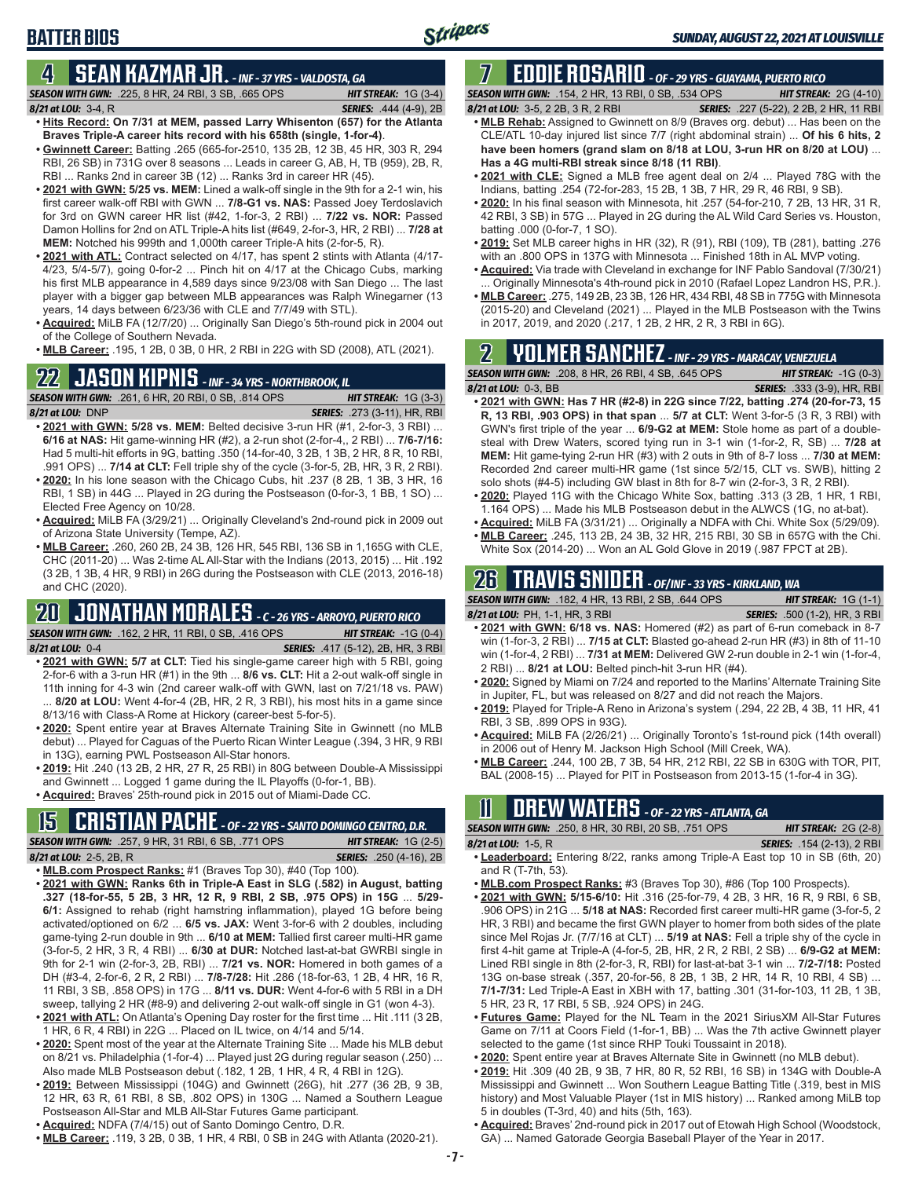# BATTER BIOS

## 4 SEAN KAZMAR JR. - INF - 37 YRS - VALDOSTA, GA

**SEASON WITH GWN:** .225, 8 HR, 24 RBI, 3 SB, .665 OPS **HIT STREAK:** 1G (3-4)
**8/21 at LOU:** 3-4, R **SERIES:** .444 (4-9), 2B

- **Hits Record: On 7/31 at MEM, passed Larry Whisenton (657) for the Atlanta Braves Triple-A career hits record with his 658th (single, 1-for-4)**.
- **Gwinnett Career:** Batting .265 (665-for-2510, 135 2B, 12 3B, 45 HR, 303 R, 294 RBI, 26 SB) in 731G over 8 seasons ... Leads in career G, AB, H, TB (959), 2B, R, RBI ... Ranks 2nd in career 3B (12) ... Ranks 3rd in career HR (45).
- **2021 with GWN: 5/25 vs. MEM:** Lined a walk-off single in the 9th for a 2-1 win, his first career walk-off RBI with GWN ... **7/8-G1 vs. NAS:** Passed Joey Terdoslavich for 3rd on GWN career HR list (#42, 1-for-3, 2 RBI) ... **7/22 vs. NOR:** Passed Damon Hollins for 2nd on ATL Triple-A hits list (#649, 2-for-3, HR, 2 RBI) ... **7/28 at MEM:** Notched his 999th and 1,000th career Triple-A hits (2-for-5, R).
- **2021 with ATL:** Contract selected on 4/17, has spent 2 stints with Atlanta (4/17-4/23, 5/4-5/7), going 0-for-2 ... Pinch hit on 4/17 at the Chicago Cubs, marking his first MLB appearance in 4,589 days since 9/23/08 with San Diego ... The last player with a bigger gap between MLB appearances was Ralph Winegarner (13 years, 14 days between 6/23/36 with CLE and 7/7/49 with STL).
- **Acquired:** MiLB FA (12/7/20) ... Originally San Diego's 5th-round pick in 2004 out of the College of Southern Nevada.
- **MLB Career:** .195, 1 2B, 0 3B, 0 HR, 2 RBI in 22G with SD (2008), ATL (2021).

## 22 JASON KIPNIS - INF - 34 YRS - NORTHBROOK, IL

**SEASON WITH GWN:** .261, 6 HR, 20 RBI, 0 SB, .814 OPS **HIT STREAK:** 1G (3-3)
**8/21 at LOU:** DNP **SERIES:** .273 (3-11), HR, RBI

- **2021 with GWN: 5/28 vs. MEM:** Belted decisive 3-run HR (#1, 2-for-3, 3 RBI) ... **6/16 at NAS:** Hit game-winning HR (#2), a 2-run shot (2-for-4,, 2 RBI) ... **7/6-7/16:** Had 5 multi-hit efforts in 9G, batting .350 (14-for-40, 3 2B, 1 3B, 2 HR, 8 R, 10 RBI, .991 OPS) ... **7/14 at CLT:** Fell triple shy of the cycle (3-for-5, 2B, HR, 3 R, 2 RBI).
- **2020:** In his lone season with the Chicago Cubs, hit .237 (8 2B, 1 3B, 3 HR, 16 RBI, 1 SB) in 44G ... Played in 2G during the Postseason (0-for-3, 1 BB, 1 SO) ... Elected Free Agency on 10/28.
- **Acquired:** MiLB FA (3/29/21) ... Originally Cleveland's 2nd-round pick in 2009 out of Arizona State University (Tempe, AZ).
- **MLB Career:** .260, 260 2B, 24 3B, 126 HR, 545 RBI, 136 SB in 1,165G with CLE, CHC (2011-20) ... Was 2-time AL All-Star with the Indians (2013, 2015) ... Hit .192 (3 2B, 1 3B, 4 HR, 9 RBI) in 26G during the Postseason with CLE (2013, 2016-18) and CHC (2020).

## 20 JONATHAN MORALES - C - 26 YRS - ARROYO, PUERTO RICO

**SEASON WITH GWN:** .162, 2 HR, 11 RBI, 0 SB, .416 OPS **HIT STREAK:** -1G (0-4)
**8/21 at LOU:** 0-4 **SERIES:** .417 (5-12), 2B, HR, 3 RBI

- **2021 with GWN: 5/7 at CLT:** Tied his single-game career high with 5 RBI, going 2-for-6 with a 3-run HR (#1) in the 9th ... **8/6 vs. CLT:** Hit a 2-out walk-off single in 11th inning for 4-3 win (2nd career walk-off with GWN, last on 7/21/18 vs. PAW) ... **8/20 at LOU:** Went 4-for-4 (2B, HR, 2 R, 3 RBI), his most hits in a game since 8/13/16 with Class-A Rome at Hickory (career-best 5-for-5).
- **2020:** Spent entire year at Braves Alternate Training Site in Gwinnett (no MLB debut) ... Played for Caguas of the Puerto Rican Winter League (.394, 3 HR, 9 RBI in 13G), earning PWL Postseason All-Star honors.
- **2019:** Hit .240 (13 2B, 2 HR, 27 R, 25 RBI) in 80G between Double-A Mississippi and Gwinnett ... Logged 1 game during the IL Playoffs (0-for-1, BB).
- **Acquired:** Braves' 25th-round pick in 2015 out of Miami-Dade CC.

## 15 CRISTIAN PACHE - OF - 22 YRS - SANTO DOMINGO CENTRO, D.R.

**SEASON WITH GWN:** .257, 9 HR, 31 RBI, 6 SB, .771 OPS **HIT STREAK:** 1G (2-5)
**8/21 at LOU:** 2-5, 2B, R **SERIES:** .250 (4-16), 2B

- **MLB.com Prospect Ranks:** #1 (Braves Top 30), #40 (Top 100).
- **2021 with GWN: Ranks 6th in Triple-A East in SLG (.582) in August, batting .327 (18-for-55, 5 2B, 3 HR, 12 R, 9 RBI, 2 SB, .975 OPS) in 15G** ... **5/29-6/1:** Assigned to rehab (right hamstring inflammation), played 1G before being activated/optioned on 6/2 ... **6/5 vs. JAX:** Went 3-for-6 with 2 doubles, including game-tying 2-run double in 9th ... **6/10 at MEM:** Tallied first career multi-HR game (3-for-5, 2 HR, 3 R, 4 RBI) ... **6/30 at DUR:** Notched last-at-bat GWRBI single in 9th for 2-1 win (2-for-3, 2B, RBI) ... **7/21 vs. NOR:** Homered in both games of a DH (#3-4, 2-for-6, 2 R, 2 RBI) ... **7/8-7/28:** Hit .286 (18-for-63, 1 2B, 4 HR, 16 R, 11 RBI, 3 SB, .858 OPS) in 17G ... **8/11 vs. DUR:** Went 4-for-6 with 5 RBI in a DH sweep, tallying 2 HR (#8-9) and delivering 2-out walk-off single in G1 (won 4-3).
- **2021 with ATL:** On Atlanta's Opening Day roster for the first time ... Hit .111 (3 2B, 1 HR, 6 R, 4 RBI) in 22G ... Placed on IL twice, on 4/14 and 5/14.
- **2020:** Spent most of the year at the Alternate Training Site ... Made his MLB debut on 8/21 vs. Philadelphia (1-for-4) ... Played just 2G during regular season (.250) ... Also made MLB Postseason debut (.182, 1 2B, 1 HR, 4 R, 4 RBI in 12G).
- **2019:** Between Mississippi (104G) and Gwinnett (26G), hit .277 (36 2B, 9 3B, 12 HR, 63 R, 61 RBI, 8 SB, .802 OPS) in 130G ... Named a Southern League Postseason All-Star and MLB All-Star Futures Game participant.
- **Acquired:** NDFA (7/4/15) out of Santo Domingo Centro, D.R.
- **MLB Career:** .119, 3 2B, 0 3B, 1 HR, 4 RBI, 0 SB in 24G with Atlanta (2020-21).

## 7 EDDIE ROSARIO - OF - 29 YRS - GUAYAMA, PUERTO RICO

**SEASON WITH GWN:** .154, 2 HR, 13 RBI, 0 SB, .534 OPS **HIT STREAK:** 2G (4-10)
**8/21 at LOU:** 3-5, 2 2B, 3 R, 2 RBI **SERIES:** .227 (5-22), 2 2B, 2 HR, 11 RBI

- **MLB Rehab:** Assigned to Gwinnett on 8/9 (Braves org. debut) ... Has been on the CLE/ATL 10-day injured list since 7/7 (right abdominal strain) ... **Of his 6 hits, 2 have been homers (grand slam on 8/18 at LOU, 3-run HR on 8/20 at LOU)** ... **Has a 4G multi-RBI streak since 8/18 (11 RBI)**.
- **2021 with CLE:** Signed a MLB free agent deal on 2/4 ... Played 78G with the Indians, batting .254 (72-for-283, 15 2B, 1 3B, 7 HR, 29 R, 46 RBI, 9 SB).
- **2020:** In his final season with Minnesota, hit .257 (54-for-210, 7 2B, 13 HR, 31 R, 42 RBI, 3 SB) in 57G ... Played in 2G during the AL Wild Card Series vs. Houston, batting .000 (0-for-7, 1 SO).
- **2019:** Set MLB career highs in HR (32), R (91), RBI (109), TB (281), batting .276 with an .800 OPS in 137G with Minnesota ... Finished 18th in AL MVP voting.
- **Acquired:** Via trade with Cleveland in exchange for INF Pablo Sandoval (7/30/21) ... Originally Minnesota's 4th-round pick in 2010 (Rafael Lopez Landron HS, P.R.).
- **MLB Career:** .275, 149 2B, 23 3B, 126 HR, 434 RBI, 48 SB in 775G with Minnesota (2015-20) and Cleveland (2021) ... Played in the MLB Postseason with the Twins in 2017, 2019, and 2020 (.217, 1 2B, 2 HR, 2 R, 3 RBI in 6G).

## 2 YOLMER SANCHEZ - INF - 29 YRS - MARACAY, VENEZUELA

**SEASON WITH GWN:** .208, 8 HR, 26 RBI, 4 SB, .645 OPS **HIT STREAK:** -1G (0-3)
**8/21 at LOU:** 0-3, BB **SERIES:** .333 (3-9), HR, RBI

- **2021 with GWN: Has 7 HR (#2-8) in 22G since 7/22, batting .274 (20-for-73, 15 R, 13 RBI, .903 OPS) in that span** ... **5/7 at CLT:** Went 3-for-5 (3 R, 3 RBI) with GWN's first triple of the year ... **6/9-G2 at MEM:** Stole home as part of a double-steal with Drew Waters, scored tying run in 3-1 win (1-for-2, R, SB) ... **7/28 at MEM:** Hit game-tying 2-run HR (#3) with 2 outs in 9th of 8-7 loss ... **7/30 at MEM:** Recorded 2nd career multi-HR game (1st since 5/2/15, CLT vs. SWB), hitting 2 solo shots (#4-5) including GW blast in 8th for 8-7 win (2-for-3, 3 R, 2 RBI).
- **2020:** Played 11G with the Chicago White Sox, batting .313 (3 2B, 1 HR, 1 RBI, 1.164 OPS) ... Made his MLB Postseason debut in the ALWCS (1G, no at-bat).
- **Acquired:** MiLB FA (3/31/21) ... Originally a NDFA with Chi. White Sox (5/29/09).
- **MLB Career:** .245, 113 2B, 24 3B, 32 HR, 215 RBI, 30 SB in 657G with the Chi. White Sox (2014-20) ... Won an AL Gold Glove in 2019 (.987 FPCT at 2B).

## 26 TRAVIS SNIDER - OF/INF - 33 YRS - KIRKLAND, WA

**SEASON WITH GWN:** .182, 4 HR, 13 RBI, 2 SB, .644 OPS **HIT STREAK:** 1G (1-1)
**8/21 at LOU:** PH, 1-1, HR, 3 RBI **SERIES:** .500 (1-2), HR, 3 RBI

- **2021 with GWN: 6/18 vs. NAS:** Homered (#2) as part of 6-run comeback in 8-7 win (1-for-3, 2 RBI) ... **7/15 at CLT:** Blasted go-ahead 2-run HR (#3) in 8th of 11-10 win (1-for-4, 2 RBI) ... **7/31 at MEM:** Delivered GW 2-run double in 2-1 win (1-for-4, 2 RBI) ... **8/21 at LOU:** Belted pinch-hit 3-run HR (#4).
- **2020:** Signed by Miami on 7/24 and reported to the Marlins' Alternate Training Site in Jupiter, FL, but was released on 8/27 and did not reach the Majors.
- **2019:** Played for Triple-A Reno in Arizona's system (.294, 22 2B, 4 3B, 11 HR, 41 RBI, 3 SB, .899 OPS in 93G).
- **Acquired:** MiLB FA (2/26/21) ... Originally Toronto's 1st-round pick (14th overall) in 2006 out of Henry M. Jackson High School (Mill Creek, WA).
- **MLB Career:** .244, 100 2B, 7 3B, 54 HR, 212 RBI, 22 SB in 630G with TOR, PIT, BAL (2008-15) ... Played for PIT in Postseason from 2013-15 (1-for-4 in 3G).

## 11 DREW WATERS - OF - 22 YRS - ATLANTA, GA

**SEASON WITH GWN:** .250, 8 HR, 30 RBI, 20 SB, .751 OPS **HIT STREAK:** 2G (2-8)
**8/21 at LOU:** 1-5, R **SERIES:** .154 (2-13), 2 RBI

- **Leaderboard:** Entering 8/22, ranks among Triple-A East top 10 in SB (6th, 20) and R (T-7th, 53).
- **MLB.com Prospect Ranks:** #3 (Braves Top 30), #86 (Top 100 Prospects).
- **2021 with GWN: 5/15-6/10:** Hit .316 (25-for-79, 4 2B, 3 HR, 16 R, 9 RBI, 6 SB, .906 OPS) in 21G ... **5/18 at NAS:** Recorded first career multi-HR game (3-for-5, 2 HR, 3 RBI) and became the first GWN player to homer from both sides of the plate since Mel Rojas Jr. (7/7/16 at CLT) ... **5/19 at NAS:** Fell a triple shy of the cycle in first 4-hit game at Triple-A (4-for-5, 2B, HR, 2 R, 2 RBI, 2 SB) ... **6/9-G2 at MEM:** Lined RBI single in 8th (2-for-3, R, RBI) for last-at-bat 3-1 win ... **7/2-7/18:** Posted 13G on-base streak (.357, 20-for-56, 8 2B, 1 3B, 2 HR, 14 R, 10 RBI, 4 SB) ... **7/1-7/31:** Led Triple-A East in XBH with 17, batting .301 (31-for-103, 11 2B, 1 3B, 5 HR, 23 R, 17 RBI, 5 SB, .924 OPS) in 24G.
- **Futures Game:** Played for the NL Team in the 2021 SiriusXM All-Star Futures Game on 7/11 at Coors Field (1-for-1, BB) ... Was the 7th active Gwinnett player selected to the game (1st since RHP Touki Toussaint in 2018).
- **2020:** Spent entire year at Braves Alternate Site in Gwinnett (no MLB debut).
- **2019:** Hit .309 (40 2B, 9 3B, 7 HR, 80 R, 52 RBI, 16 SB) in 134G with Double-A Mississippi and Gwinnett ... Won Southern League Batting Title (.319, best in MIS history) and Most Valuable Player (1st in MIS history) ... Ranked among MiLB top 5 in doubles (T-3rd, 40) and hits (5th, 163).
- **Acquired:** Braves' 2nd-round pick in 2017 out of Etowah High School (Woodstock, GA) ... Named Gatorade Georgia Baseball Player of the Year in 2017.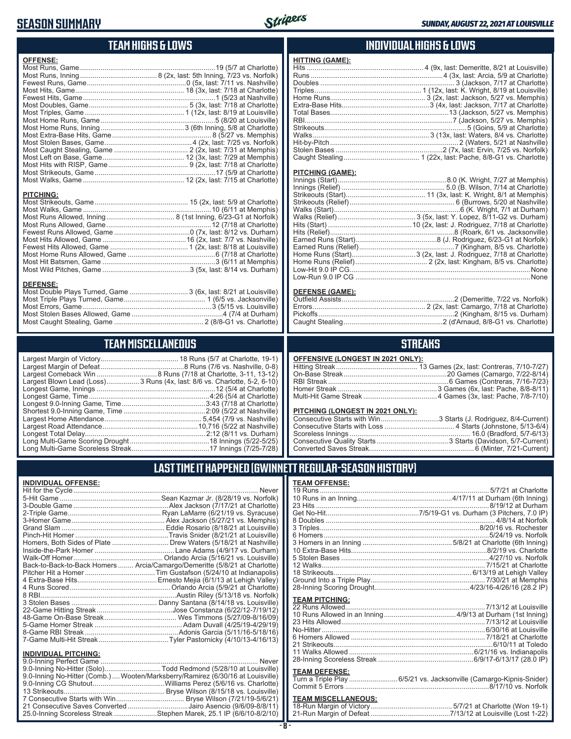# SEASON SUMMARY

SUNDAY, AUGUST 22, 2021 AT LOUISVILLE

## TEAM HIGHS & LOWS

**OFFENSE:**

| | |
|---|---|
| Most Runs, Game | 19 (5/7 at Charlotte) |
| Most Runs, Inning | 8 (2x, last: 5th Inning, 7/23 vs. Norfolk) |
| Fewest Runs, Game | 0 (5x, last: 7/11 vs. Nashville) |
| Most Hits, Game | 18 (3x, last: 7/18 at Charlotte) |
| Fewest Hits, Game | 1 (5/23 at Nashville) |
| Most Doubles, Game | 5 (3x, last: 7/18 at Charlotte) |
| Most Triples, Game | 1 (12x, last: 8/19 at Louisville) |
| Most Home Runs, Game | 5 (8/20 at Louisville) |
| Most Home Runs, Inning | 3 (6th Inning, 5/8 at Charlotte) |
| Most Extra-Base Hits, Game | 8 (5/27 vs. Memphis) |
| Most Stolen Bases, Game | 4 (2x, last: 7/25 vs. Norfolk) |
| Most Caught Stealing, Game | 2 (2x, last: 7/31 at Memphis) |
| Most Left on Base, Game | 12 (3x, last: 7/29 at Memphis) |
| Most Hits with RISP, Game | 9 (2x, last: 7/18 at Charlotte) |
| Most Strikeouts, Game | 17 (5/9 at Charlotte) |
| Most Walks, Game | 12 (2x, last: 7/15 at Charlotte) |

**PITCHING:**

| | |
|---|---|
| Most Strikeouts, Game | 15 (2x, last: 5/9 at Charlotte) |
| Most Walks, Game | 10 (6/11 at Memphis) |
| Most Runs Allowed, Inning | 8 (1st Inning, 6/23-G1 at Norfolk) |
| Most Runs Allowed, Game | 12 (7/18 at Charlotte) |
| Fewest Runs Allowed, Game | 0 (7x, last: 8/12 vs. Durham) |
| Most Hits Allowed, Game | 16 (2x, last: 7/7 vs. Nashville) |
| Fewest Hits Allowed, Game | 1 (2x, last: 8/18 at Louisville) |
| Most Home Runs Allowed, Game | 6 (7/18 at Charlotte) |
| Most Hit Batsmen, Game | 3 (6/11 at Memphis) |
| Most Wild Pitches, Game | 3 (5x, last: 8/14 vs. Durham) |

**DEFENSE:**

| | |
|---|---|
| Most Double Plays Turned, Game | 3 (6x, last: 8/21 at Louisville) |
| Most Triple Plays Turned, Game | 1 (6/5 vs. Jacksonville) |
| Most Errors, Game | 3 (5/15 vs. Louisville) |
| Most Stolen Bases Allowed, Game | 4 (7/4 at Durham) |
| Most Caught Stealing, Game | 2 (8/8-G1 vs. Charlotte) |

## INDIVIDUAL HIGHS & LOWS

**HITTING (GAME):**

| | |
|---|---|
| Hits | 4 (9x, last: Demeritte, 8/21 at Louisville) |
| Runs | 4 (3x, last: Arcia, 5/9 at Charlotte) |
| Doubles | 3 (Jackson, 7/17 at Charlotte) |
| Triples | 1 (12x, last: K. Wright, 8/19 at Louisville) |
| Home Runs | 3 (2x, last: Jackson, 5/27 vs. Memphis) |
| Extra-Base Hits | 3 (4x, last: Jackson, 7/17 at Charlotte) |
| Total Bases | 13 (Jackson, 5/27 vs. Memphis) |
| RBI | 7 (Jackson, 5/27 vs. Memphis) |
| Strikeouts | 5 (Goins, 5/9 at Charlotte) |
| Walks | 3 (13x, last: Waters, 8/4 vs. Charlotte) |
| Hit-by-Pitch | 2 (Waters, 5/21 at Nashville) |
| Stolen Bases | 2 (7x, last: Ervin, 7/25 vs. Norfolk) |
| Caught Stealing | 1 (22x, last: Pache, 8/8-G1 vs. Charlotte) |

**PITCHING (GAME):**

| | |
|---|---|
| Innings (Start) | 8.0 (K. Wright, 7/27 at Memphis) |
| Innings (Relief) | 5.0 (B. Wilson, 7/14 at Charlotte) |
| Strikeouts (Start) | 11 (3x, last: K. Wright, 8/1 at Memphis) |
| Strikeouts (Relief) | 6 (Burrows, 5/20 at Nashville) |
| Walks (Start) | 6 (K. Wright, 7/1 at Durham) |
| Walks (Relief) | 3 (5x, last: Y. Lopez, 8/11-G2 vs. Durham) |
| Hits (Start) | 10 (2x, last: J. Rodriguez, 7/18 at Charlotte) |
| Hits (Relief) | 8 (Roark, 6/1 vs. Jacksonville) |
| Earned Runs (Start) | 8 (J. Rodriguez, 6/23-G1 at Norfolk) |
| Earned Runs (Relief) | 7 (Kingham, 8/5 vs. Charlotte) |
| Home Runs (Start) | 3 (2x, last: J. Rodriguez, 7/18 at Charlotte) |
| Home Runs (Relief) | 2 (3x, last: Kingham, 8/5 vs. Charlotte) |
| Low-Hit 9.0 IP CG | None |
| Low-Run 9.0 IP CG | None |

**DEFENSE (GAME):**

| | |
|---|---|
| Outfield Assists | 2 (Demeritte, 7/22 vs. Norfolk) |
| Errors | 2 (2x, last: Camargo, 7/18 at Charlotte) |
| Pickoffs | 2 (Kingham, 8/15 vs. Durham) |
| Caught Stealing | 2 (d'Arnaud, 8/8-G1 vs. Charlotte) |

## TEAM MISCELLANEOUS

| | |
|---|---|
| Largest Margin of Victory | 18 Runs (5/7 at Charlotte, 19-1) |
| Largest Margin of Defeat | 8 Runs (7/6 vs. Nashville, 0-8) |
| Largest Comeback Win | 8 Runs (7/18 at Charlotte, 3-11, 13-12) |
| Largest Blown Lead (Loss) | 3 Runs (4x, last: 8/6 vs. Charlotte, 5-2, 6-10) |
| Longest Game, Innings | 12 (5/4 at Charlotte) |
| Longest Game, Time | 4:26 (5/4 at Charlotte) |
| Longest 9.0-Inning Game, Time | 3:43 (7/18 at Charlotte) |
| Shortest 9.0-Inning Game, Time | 2:09 (5/22 at Nashville) |
| Largest Home Attendance | 5,454 (7/9 vs. Nashville) |
| Largest Road Attendance | 10,716 (5/22 at Nashville) |
| Longest Total Delay | 2:12 (8/11 vs. Durham) |
| Long Multi-Game Scoring Drought | 18 Innings (5/22-5/25) |
| Long Multi-Game Scoreless Streak | 17 Innings (7/25-7/28) |

## STREAKS

**OFFENSIVE (LONGEST IN 2021 ONLY):**

| | |
|---|---|
| Hitting Streak | 13 Games (2x, last: Contreras, 7/10-7/27) |
| On-Base Streak | 20 Games (Camargo, 7/22-8/14) |
| RBI Streak | 6 Games (Contreras, 7/16-7/23) |
| Homer Streak | 3 Games (6x, last: Pache, 8/8-8/11) |
| Multi-Hit Game Streak | 4 Games (3x, last: Pache, 7/8-7/10) |

**PITCHING (LONGEST IN 2021 ONLY):**

| | |
|---|---|
| Consecutive Starts with Win | 3 Starts (J. Rodriguez, 8/4-Current) |
| Consecutive Starts with Loss | 4 Starts (Johnstone, 5/13-6/4) |
| Scoreless Innings | 16.0 (Bradford, 5/7-6/13) |
| Consecutive Quality Starts | 3 Starts (Davidson, 5/7-Current) |
| Converted Saves Streak | 6 (Minter, 7/21-Current) |

## LAST TIME IT HAPPENED (GWINNETT REGULAR-SEASON HISTORY)

**INDIVIDUAL OFFENSE:**

| | |
|---|---|
| Hit for the Cycle | Never |
| 5-Hit Game | Sean Kazmar Jr. (8/28/19 vs. Norfolk) |
| 3-Double Game | Alex Jackson (7/17/21 at Charlotte) |
| 2-Triple Game | Ryan LaMarre (6/21/19 vs. Syracuse) |
| 3-Homer Game | Alex Jackson (5/27/21 vs. Memphis) |
| Grand Slam | Eddie Rosario (8/18/21 at Louisville) |
| Pinch-Hit Homer | Travis Snider (8/21/21 at Louisville) |
| Homers, Both Sides of Plate | Drew Waters (5/18/21 at Nashville) |
| Inside-the-Park Homer | Lane Adams (4/9/17 vs. Durham) |
| Walk-Off Homer | Orlando Arcia (5/16/21 vs. Louisville) |
| Back-to-Back-to-Back Homers | Arcia/Camargo/Demeritte (5/8/21 at Charlotte) |
| Pitcher Hit a Homer | Tim Gustafson (5/24/10 at Indianapolis) |
| 4 Extra-Base Hits | Ernesto Mejia (6/1/13 at Lehigh Valley) |
| 4 Runs Scored | Orlando Arcia (5/9/21 at Charlotte) |
| 8 RBI | Austin Riley (5/13/18 vs. Norfolk) |
| 3 Stolen Bases | Danny Santana (8/14/18 vs. Louisville) |
| 22-Game Hitting Streak | Jose Constanza (6/22/12-7/19/12) |
| 48-Game On-Base Streak | Wes Timmons (5/27/09-8/16/09) |
| 5-Game Homer Streak | Adam Duvall (4/25/19-4/29/19) |
| 8-Game RBI Streak | Adonis Garcia (5/11/16-5/18/16) |
| 7-Game Multi-Hit Streak | Tyler Pastornicky (4/10/13-4/16/13) |

**INDIVIDUAL PITCHING:**

| | |
|---|---|
| 9.0-Inning Perfect Game | Never |
| 9.0-Inning No-Hitter (Solo) | Todd Redmond (5/28/10 at Louisville) |
| 9.0-Inning No-Hitter (Comb.) | Wooten/Marksberry/Ramirez (6/30/16 at Louisville) |
| 9.0-Inning CG Shutout | Williams Perez (5/6/16 vs. Charlotte) |
| 13 Strikeouts | Bryse Wilson (8/15/18 vs. Louisville) |
| 7 Consecutive Starts with Win | Bryse Wilson (7/21/19-5/6/21) |
| 21 Consecutive Saves Converted | Jairo Asencio (9/6/09-8/8/11) |
| 25.0-Inning Scoreless Streak | Stephen Marek, 25.1 IP (6/6/10-8/2/10) |

**TEAM OFFENSE:**

| | |
|---|---|
| 19 Runs | 5/7/21 at Charlotte |
| 10 Runs in an Inning | 4/17/11 at Durham (6th Inning) |
| 23 Hits | 8/19/12 at Durham |
| Get No-Hit | 7/5/19-G1 vs. Durham (3 Pitchers, 7.0 IP) |
| 8 Doubles | 4/8/14 at Norfolk |
| 3 Triples | 8/20/16 vs. Rochester |
| 6 Homers | 5/24/19 vs. Norfolk |
| 3 Homers in an Inning | 5/8/21 at Charlotte (6th Inning) |
| 10 Extra-Base Hits | 8/2/19 vs. Charlotte |
| 5 Stolen Bases | 4/27/10 vs. Norfolk |
| 12 Walks | 7/15/21 at Charlotte |
| 18 Strikeouts | 6/13/19 at Lehigh Valley |
| Ground Into a Triple Play | 7/30/21 at Memphis |
| 28-Inning Scoring Drought | 4/23/16-4/26/16 (28.2 IP) |

**TEAM PITCHING:**

| | |
|---|---|
| 22 Runs Allowed | 7/13/12 at Louisville |
| 10 Runs Allowed in an Inning | 4/9/13 at Durham (1st Inning) |
| 23 Hits Allowed | 7/13/12 at Louisville |
| No-Hitter | 6/30/16 at Louisville |
| 6 Homers Allowed | 7/18/21 at Charlotte |
| 21 Strikeouts | 6/10/11 at Toledo |
| 11 Walks Allowed | 6/21/16 vs. Indianapolis |
| 28-Inning Scoreless Streak | 6/9/17-6/13/17 (28.0 IP) |

**TEAM DEFENSE:**

| | |
|---|---|
| Turn a Triple Play | 6/5/21 vs. Jacksonville (Camargo-Kipnis-Snider) |
| Commit 5 Errors | 8/17/10 vs. Norfolk |

**TEAM MISCELLANEOUS:**

| | |
|---|---|
| 18-Run Margin of Victory | 5/7/21 at Charlotte (Won 19-1) |
| 21-Run Margin of Defeat | 7/13/12 at Louisville (Lost 1-22) |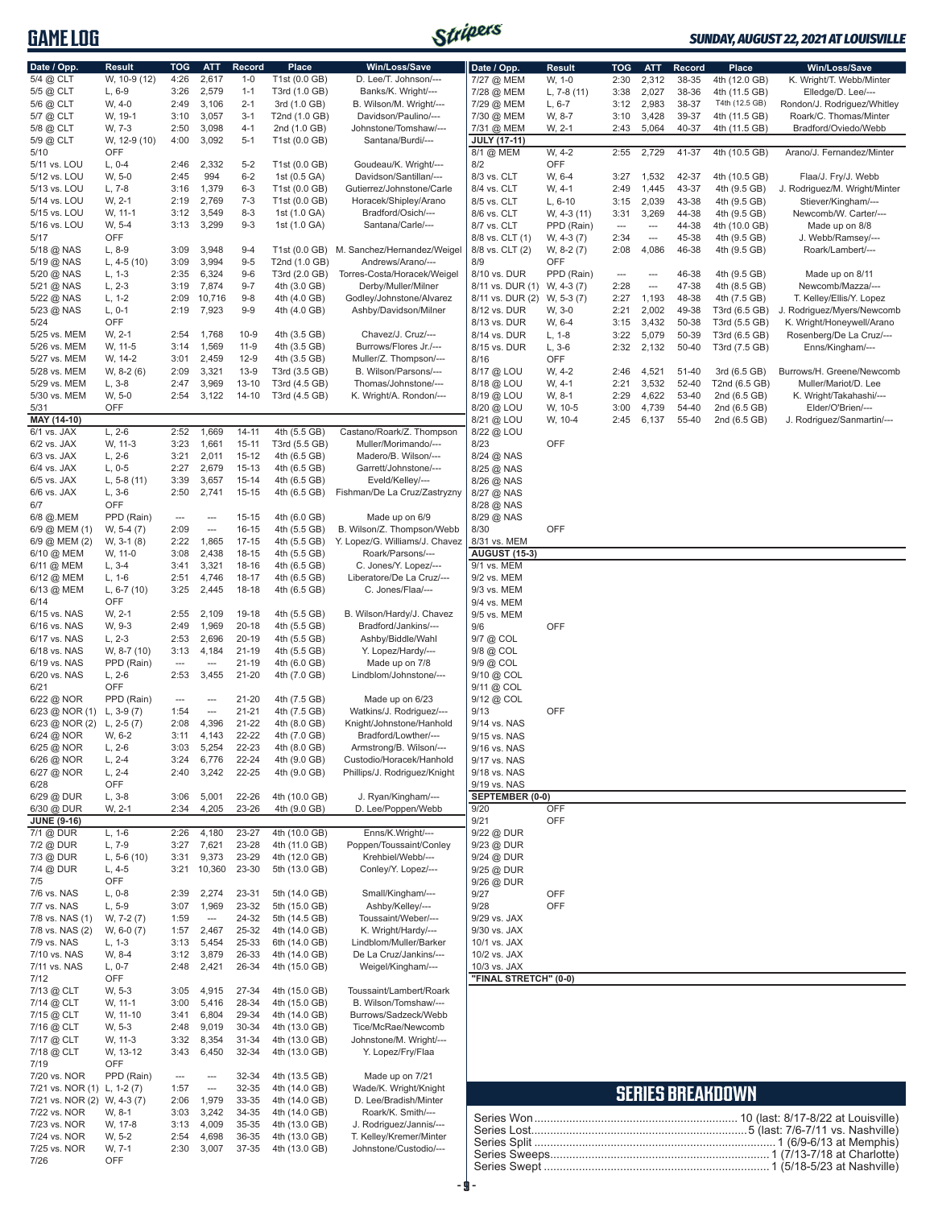# GAME LOG

**SUNDAY, AUGUST 22, 2021 AT LOUISVILLE**

| Date / Opp. | Result | TOG | ATT | Record | Place | Win/Loss/Save |
|---|---|---|---|---|---|---|
| 5/4 @ CLT | W, 10-9 (12) | 4:26 | 2,617 | 1-0 | T1st (0.0 GB) | D. Lee/T. Johnson/--- |
| 5/5 @ CLT | L, 6-9 | 3:26 | 2,579 | 1-1 | T3rd (1.0 GB) | Banks/K. Wright/--- |
| 5/6 @ CLT | W, 4-0 | 2:49 | 3,106 | 2-1 | 3rd (1.0 GB) | B. Wilson/M. Wright/--- |
| 5/7 @ CLT | W, 19-1 | 3:10 | 3,057 | 3-1 | T2nd (1.0 GB) | Davidson/Paulino/--- |
| 5/8 @ CLT | W, 7-3 | 2:50 | 3,098 | 4-1 | 2nd (1.0 GB) | Johnstone/Tomshaw/--- |
| 5/9 @ CLT | W, 12-9 (10) | 4:00 | 3,092 | 5-1 | T1st (0.0 GB) | Santana/Burdi/--- |
| 5/10 | OFF | | | | | |
| 5/11 vs. LOU | L, 0-4 | 2:46 | 2,332 | 5-2 | T1st (0.0 GB) | Goudeau/K. Wright/--- |
| 5/12 vs. LOU | W, 5-0 | 2:45 | 994 | 6-2 | 1st (0.5 GA) | Davidson/Santillan/--- |
| 5/13 vs. LOU | L, 7-8 | 3:16 | 1,379 | 6-3 | T1st (0.0 GB) | Gutierrez/Johnstone/Carle |
| 5/14 vs. LOU | W, 2-1 | 2:19 | 2,769 | 7-3 | T1st (0.0 GB) | Horacek/Shipley/Arano |
| 5/15 vs. LOU | W, 11-1 | 3:12 | 3,549 | 8-3 | 1st (1.0 GA) | Bradford/Osich/--- |
| 5/16 vs. LOU | W, 5-4 | 3:13 | 3,299 | 9-3 | 1st (1.0 GA) | Santana/Carle/--- |
| 5/17 | OFF | | | | | |
| 5/18 @ NAS | L, 8-9 | 3:09 | 3,948 | 9-4 | T1st (0.0 GB) | M. Sanchez/Hernandez/Weigel |
| 5/19 @ NAS | L, 4-5 (10) | 3:09 | 3,994 | 9-5 | T2nd (1.0 GB) | Andrews/Arano/--- |
| 5/20 @ NAS | L, 1-3 | 2:35 | 6,324 | 9-6 | T3rd (2.0 GB) | Torres-Costa/Horacek/Weigel |
| 5/21 @ NAS | L, 2-3 | 3:19 | 7,874 | 9-7 | 4th (3.0 GB) | Derby/Muller/Milner |
| 5/22 @ NAS | L, 1-2 | 2:09 | 10,716 | 9-8 | 4th (4.0 GB) | Godley/Johnstone/Alvarez |
| 5/23 @ NAS | L, 0-1 | 2:19 | 7,923 | 9-9 | 4th (4.0 GB) | Ashby/Davidson/Milner |
| 5/24 | OFF | | | | | |
| 5/25 vs. MEM | W, 2-1 | 2:54 | 1,768 | 10-9 | 4th (3.5 GB) | Chavez/J. Cruz/--- |
| 5/26 vs. MEM | W, 11-5 | 3:14 | 1,569 | 11-9 | 4th (3.5 GB) | Burrows/Flores Jr./--- |
| 5/27 vs. MEM | W, 14-2 | 3:01 | 2,459 | 12-9 | 4th (3.5 GB) | Muller/Z. Thompson/--- |
| 5/28 vs. MEM | W, 8-2 (6) | 2:09 | 3,321 | 13-9 | T3rd (3.5 GB) | B. Wilson/Parsons/--- |
| 5/29 vs. MEM | L, 3-8 | 2:47 | 3,969 | 13-10 | T3rd (4.5 GB) | Thomas/Johnstone/--- |
| 5/30 vs. MEM | W, 5-0 | 2:54 | 3,122 | 14-10 | T3rd (4.5 GB) | K. Wright/A. Rondon/--- |
| 5/31 | OFF | | | | | |
| **MAY (14-10)** | | | | | | |
| 6/1 vs. JAX | L, 2-6 | 2:52 | 1,669 | 14-11 | 4th (5.5 GB) | Castano/Roark/Z. Thompson |
| 6/2 vs. JAX | W, 11-3 | 3:23 | 1,661 | 15-11 | T3rd (5.5 GB) | Muller/Morimando/--- |
| 6/3 vs. JAX | L, 2-6 | 3:21 | 2,011 | 15-12 | 4th (6.5 GB) | Madero/B. Wilson/--- |
| 6/4 vs. JAX | L, 0-5 | 2:27 | 2,679 | 15-13 | 4th (6.5 GB) | Garrett/Johnstone/--- |
| 6/5 vs. JAX | L, 5-8 (11) | 3:39 | 3,657 | 15-14 | 4th (6.5 GB) | Eveld/Kelley/--- |
| 6/6 vs. JAX | L, 3-6 | 2:50 | 2,741 | 15-15 | 4th (6.5 GB) | Fishman/De La Cruz/Zastryzny |
| 6/7 | OFF | | | | | |
| 6/8 @ MEM | PPD (Rain) | --- | --- | 15-15 | 4th (6.0 GB) | Made up on 6/9 |
| 6/9 @ MEM (1) | W, 5-4 (7) | 2:09 | --- | 16-15 | 4th (5.5 GB) | B. Wilson/Z. Thompson/Webb |
| 6/9 @ MEM (2) | W, 3-1 (8) | 2:22 | 1,865 | 17-15 | 4th (5.5 GB) | Y. Lopez/G. Williams/J. Chavez |
| 6/10 @ MEM | W, 11-0 | 3:08 | 2,438 | 18-15 | 4th (5.5 GB) | Roark/Parsons/--- |
| 6/11 @ MEM | L, 3-4 | 3:41 | 3,321 | 18-16 | 4th (6.5 GB) | C. Jones/Y. Lopez/--- |
| 6/12 @ MEM | L, 1-6 | 2:51 | 4,746 | 18-17 | 4th (6.5 GB) | Liberatore/De La Cruz/--- |
| 6/13 @ MEM | L, 6-7 (10) | 3:25 | 2,445 | 18-18 | 4th (6.5 GB) | C. Jones/Flaa/--- |
| 6/14 | OFF | | | | | |
| 6/15 vs. NAS | W, 2-1 | 2:55 | 2,109 | 19-18 | 4th (5.5 GB) | B. Wilson/Hardy/J. Chavez |
| 6/16 vs. NAS | W, 9-3 | 2:49 | 1,969 | 20-18 | 4th (5.5 GB) | Bradford/Jankins/--- |
| 6/17 vs. NAS | L, 2-3 | 2:53 | 2,696 | 20-19 | 4th (5.5 GB) | Ashby/Biddle/Wahl |
| 6/18 vs. NAS | W, 8-7 (10) | 3:13 | 4,184 | 21-19 | 4th (5.5 GB) | Y. Lopez/Hardy/--- |
| 6/19 vs. NAS | PPD (Rain) | --- | --- | 21-19 | 4th (6.0 GB) | Made up on 7/8 |
| 6/20 vs. NAS | L, 2-6 | 2:53 | 3,455 | 21-20 | 4th (7.0 GB) | Lindblom/Johnstone/--- |
| 6/21 | OFF | | | | | |
| 6/22 @ NOR | PPD (Rain) | --- | --- | 21-20 | 4th (7.5 GB) | Made up on 6/23 |
| 6/23 @ NOR (1) | L, 3-9 (7) | 1:54 | --- | 21-21 | 4th (7.5 GB) | Watkins/J. Rodriguez/--- |
| 6/23 @ NOR (2) | L, 2-5 (7) | 2:08 | 4,396 | 21-22 | 4th (8.0 GB) | Knight/Johnstone/Hanhold |
| 6/24 @ NOR | W, 6-2 | 3:11 | 4,143 | 22-22 | 4th (7.0 GB) | Bradford/Lowther/--- |
| 6/25 @ NOR | L, 2-6 | 3:03 | 5,254 | 22-23 | 4th (8.0 GB) | Armstrong/B. Wilson/--- |
| 6/26 @ NOR | L, 2-4 | 3:24 | 6,776 | 22-24 | 4th (9.0 GB) | Custodio/Horacek/Hanhold |
| 6/27 @ NOR | L, 2-4 | 2:40 | 3,242 | 22-25 | 4th (9.0 GB) | Phillips/J. Rodriguez/Knight |
| 6/28 | OFF | | | | | |
| 6/29 @ DUR | L, 3-8 | 3:06 | 5,001 | 22-26 | 4th (10.0 GB) | J. Ryan/Kingham/--- |
| 6/30 @ DUR | W, 2-1 | 2:34 | 4,205 | 23-26 | 4th (9.0 GB) | D. Lee/Poppen/Webb |
| **JUNE (9-16)** | | | | | | |
| 7/1 @ DUR | L, 1-6 | 2:26 | 4,180 | 23-27 | 4th (10.0 GB) | Enns/K.Wright/--- |
| 7/2 @ DUR | L, 7-9 | 3:27 | 7,621 | 23-28 | 4th (11.0 GB) | Poppen/Toussaint/Conley |
| 7/3 @ DUR | L, 5-6 (10) | 3:31 | 9,373 | 23-29 | 4th (12.0 GB) | Krehbiel/Webb/--- |
| 7/4 @ DUR | L, 4-5 | 3:21 | 10,360 | 23-30 | 5th (13.0 GB) | Conley/Y. Lopez/--- |
| 7/5 | OFF | | | | | |
| 7/6 vs. NAS | L, 0-8 | 2:39 | 2,274 | 23-31 | 5th (14.0 GB) | Small/Kingham/--- |
| 7/7 vs. NAS | L, 5-9 | 3:07 | 1,969 | 23-32 | 5th (15.0 GB) | Ashby/Kelley/--- |
| 7/8 vs. NAS (1) | W, 7-2 (7) | 1:59 | --- | 24-32 | 5th (14.5 GB) | Toussaint/Weber/--- |
| 7/8 vs. NAS (2) | W, 6-0 (7) | 1:57 | 2,467 | 25-32 | 4th (14.0 GB) | K. Wright/Hardy/--- |
| 7/9 vs. NAS | L, 1-3 | 3:13 | 5,454 | 25-33 | 6th (14.0 GB) | Lindblom/Muller/Barker |
| 7/10 vs. NAS | W, 8-4 | 3:12 | 3,879 | 26-33 | 4th (14.0 GB) | De La Cruz/Jankins/--- |
| 7/11 vs. NAS | L, 0-7 | 2:48 | 2,421 | 26-34 | 4th (15.0 GB) | Weigel/Kingham/--- |
| 7/12 | OFF | | | | | |
| 7/13 @ CLT | W, 5-3 | 3:05 | 4,915 | 27-34 | 4th (15.0 GB) | Toussaint/Lambert/Roark |
| 7/14 @ CLT | W, 11-1 | 3:00 | 5,416 | 28-34 | 4th (15.0 GB) | B. Wilson/Tomshaw/--- |
| 7/15 @ CLT | W, 11-10 | 3:41 | 6,804 | 29-34 | 4th (14.0 GB) | Burrows/Sadzeck/Webb |
| 7/16 @ CLT | W, 5-3 | 2:48 | 9,019 | 30-34 | 4th (13.0 GB) | Tice/McRae/Newcomb |
| 7/17 @ CLT | W, 11-3 | 3:32 | 8,354 | 31-34 | 4th (13.0 GB) | Johnstone/M. Wright/--- |
| 7/18 @ CLT | W, 13-12 | 3:43 | 6,450 | 32-34 | 4th (13.0 GB) | Y. Lopez/Fry/Flaa |
| 7/19 | OFF | | | | | |
| 7/20 vs. NOR | PPD (Rain) | --- | --- | 32-34 | 4th (13.5 GB) | Made up on 7/21 |
| 7/21 vs. NOR (1) | L, 1-2 (7) | 1:57 | --- | 32-35 | 4th (14.0 GB) | Wade/K. Wright/Knight |
| 7/21 vs. NOR (2) | W, 4-3 (7) | 2:06 | 1,979 | 33-35 | 4th (14.0 GB) | D. Lee/Bradish/Minter |
| 7/22 vs. NOR | W, 8-1 | 3:03 | 3,242 | 34-35 | 4th (14.0 GB) | Roark/K. Smith/--- |
| 7/23 vs. NOR | W, 17-8 | 3:13 | 4,009 | 35-35 | 4th (13.0 GB) | J. Rodriguez/Jannis/--- |
| 7/24 vs. NOR | W, 5-2 | 2:54 | 4,698 | 36-35 | 4th (13.0 GB) | T. Kelley/Kremer/Minter |
| 7/25 vs. NOR | W, 7-1 | 2:30 | 3,007 | 37-35 | 4th (13.0 GB) | Johnstone/Custodio/--- |
| 7/26 | OFF | | | | | |
| 7/27 @ MEM | W, 1-0 | 2:30 | 2,312 | 38-35 | 4th (12.0 GB) | K. Wright/T. Webb/Minter |
| 7/28 @ MEM | L, 7-8 (11) | 3:38 | 2,027 | 38-36 | 4th (11.5 GB) | Elledge/D. Lee/--- |
| 7/29 @ MEM | L, 6-7 | 3:12 | 2,983 | 38-37 | T4th (12.5 GB) | Rondon/J. Rodriguez/Whitley |
| 7/30 @ MEM | W, 8-7 | 3:10 | 3,428 | 39-37 | 4th (11.5 GB) | Roark/C. Thomas/Minter |
| 7/31 @ MEM | W, 2-1 | 2:43 | 5,064 | 40-37 | 4th (11.5 GB) | Bradford/Oviedo/Webb |
| **JULY (17-11)** | | | | | | |
| 8/1 @ MEM | W, 4-2 | 2:55 | 2,729 | 41-37 | 4th (10.5 GB) | Arano/J. Fernandez/Minter |
| 8/2 | OFF | | | | | |
| 8/3 vs. CLT | W, 6-4 | 3:27 | 1,532 | 42-37 | 4th (10.5 GB) | Flaa/J. Fry/J. Webb |
| 8/4 vs. CLT | W, 4-1 | 2:49 | 1,445 | 43-37 | 4th (9.5 GB) | J. Rodriguez/M. Wright/Minter |
| 8/5 vs. CLT | L, 6-10 | 3:15 | 2,039 | 43-38 | 4th (9.5 GB) | Stiever/Kingham/--- |
| 8/6 vs. CLT | W, 4-3 (11) | 3:31 | 3,269 | 44-38 | 4th (9.5 GB) | Newcomb/W. Carter/--- |
| 8/7 vs. CLT | PPD (Rain) | --- | --- | 44-38 | 4th (10.0 GB) | Made up on 8/8 |
| 8/8 vs. CLT (1) | W, 4-3 (7) | 2:34 | --- | 45-38 | 4th (9.5 GB) | J. Webb/Ramsey/--- |
| 8/8 vs. CLT (2) | W, 8-2 (7) | 2:08 | 4,086 | 46-38 | 4th (9.5 GB) | Roark/Lambert/--- |
| 8/9 | OFF | | | | | |
| 8/10 vs. DUR | PPD (Rain) | --- | --- | 46-38 | 4th (9.5 GB) | Made up on 8/11 |
| 8/11 vs. DUR (1) | W, 4-3 (7) | 2:28 | --- | 47-38 | 4th (8.5 GB) | Newcomb/Mazza/--- |
| 8/11 vs. DUR (2) | W, 5-3 (7) | 2:27 | 1,193 | 48-38 | 4th (7.5 GB) | T. Kelley/Ellis/Y. Lopez |
| 8/12 vs. DUR | W, 3-0 | 2:21 | 2,002 | 49-38 | T3rd (6.5 GB) | J. Rodriguez/Myers/Newcomb |
| 8/13 vs. DUR | W, 6-4 | 3:15 | 3,432 | 50-38 | T3rd (5.5 GB) | K. Wright/Honeywell/Arano |
| 8/14 vs. DUR | L, 1-8 | 3:22 | 5,079 | 50-39 | T3rd (6.5 GB) | Rosenberg/De La Cruz/--- |
| 8/15 vs. DUR | L, 3-6 | 2:32 | 2,132 | 50-40 | T3rd (7.5 GB) | Enns/Kingham/--- |
| 8/16 | OFF | | | | | |
| 8/17 @ LOU | W, 4-2 | 2:46 | 4,521 | 51-40 | 3rd (6.5 GB) | Burrows/H. Greene/Newcomb |
| 8/18 @ LOU | W, 4-1 | 2:21 | 3,532 | 52-40 | T2nd (6.5 GB) | Muller/Mariot/D. Lee |
| 8/19 @ LOU | W, 8-1 | 2:29 | 4,622 | 53-40 | 2nd (6.5 GB) | K. Wright/Takahashi/--- |
| 8/20 @ LOU | W, 10-5 | 3:00 | 4,739 | 54-40 | 2nd (6.5 GB) | Elder/O'Brien/--- |
| 8/21 @ LOU | W, 10-4 | 2:45 | 6,137 | 55-40 | 2nd (6.5 GB) | J. Rodriguez/Sanmartin/--- |
| 8/22 @ LOU | | | | | | |
| 8/23 | OFF | | | | | |
| 8/24 @ NAS | | | | | | |
| 8/25 @ NAS | | | | | | |
| 8/26 @ NAS | | | | | | |
| 8/27 @ NAS | | | | | | |
| 8/28 @ NAS | | | | | | |
| 8/29 @ NAS | | | | | | |
| 8/30 | OFF | | | | | |
| 8/31 vs. MEM | | | | | | |
| **AUGUST (15-3)** | | | | | | |
| 9/1 vs. MEM | | | | | | |
| 9/2 vs. MEM | | | | | | |
| 9/3 vs. MEM | | | | | | |
| 9/4 vs. MEM | | | | | | |
| 9/5 vs. MEM | | | | | | |
| 9/6 | OFF | | | | | |
| 9/7 @ COL | | | | | | |
| 9/8 @ COL | | | | | | |
| 9/9 @ COL | | | | | | |
| 9/10 @ COL | | | | | | |
| 9/11 @ COL | | | | | | |
| 9/12 @ COL | | | | | | |
| 9/13 | OFF | | | | | |
| 9/14 vs. NAS | | | | | | |
| 9/15 vs. NAS | | | | | | |
| 9/16 vs. NAS | | | | | | |
| 9/17 vs. NAS | | | | | | |
| 9/18 vs. NAS | | | | | | |
| 9/19 vs. NAS | | | | | | |
| **SEPTEMBER (0-0)** | | | | | | |
| 9/20 | OFF | | | | | |
| 9/21 | OFF | | | | | |
| 9/22 @ DUR | | | | | | |
| 9/23 @ DUR | | | | | | |
| 9/24 @ DUR | | | | | | |
| 9/25 @ DUR | | | | | | |
| 9/26 @ DUR | | | | | | |
| 9/27 | OFF | | | | | |
| 9/28 | OFF | | | | | |
| 9/29 vs. JAX | | | | | | |
| 9/30 vs. JAX | | | | | | |
| 10/1 vs. JAX | | | | | | |
| 10/2 vs. JAX | | | | | | |
| 10/3 vs. JAX | | | | | | |
| **"FINAL STRETCH" (0-0)** | | | | | | |

## SERIES BREAKDOWN

Series Won.................. 10 (last: 8/17-8/22 at Louisville)
Series Lost.................. 5 (last: 7/6-7/11 vs. Nashville)
Series Split.................. 1 (6/9-6/13 at Memphis)
Series Sweeps.................. 1 (7/13-7/18 at Charlotte)
Series Swept.................. 1 (5/18-5/23 at Nashville)